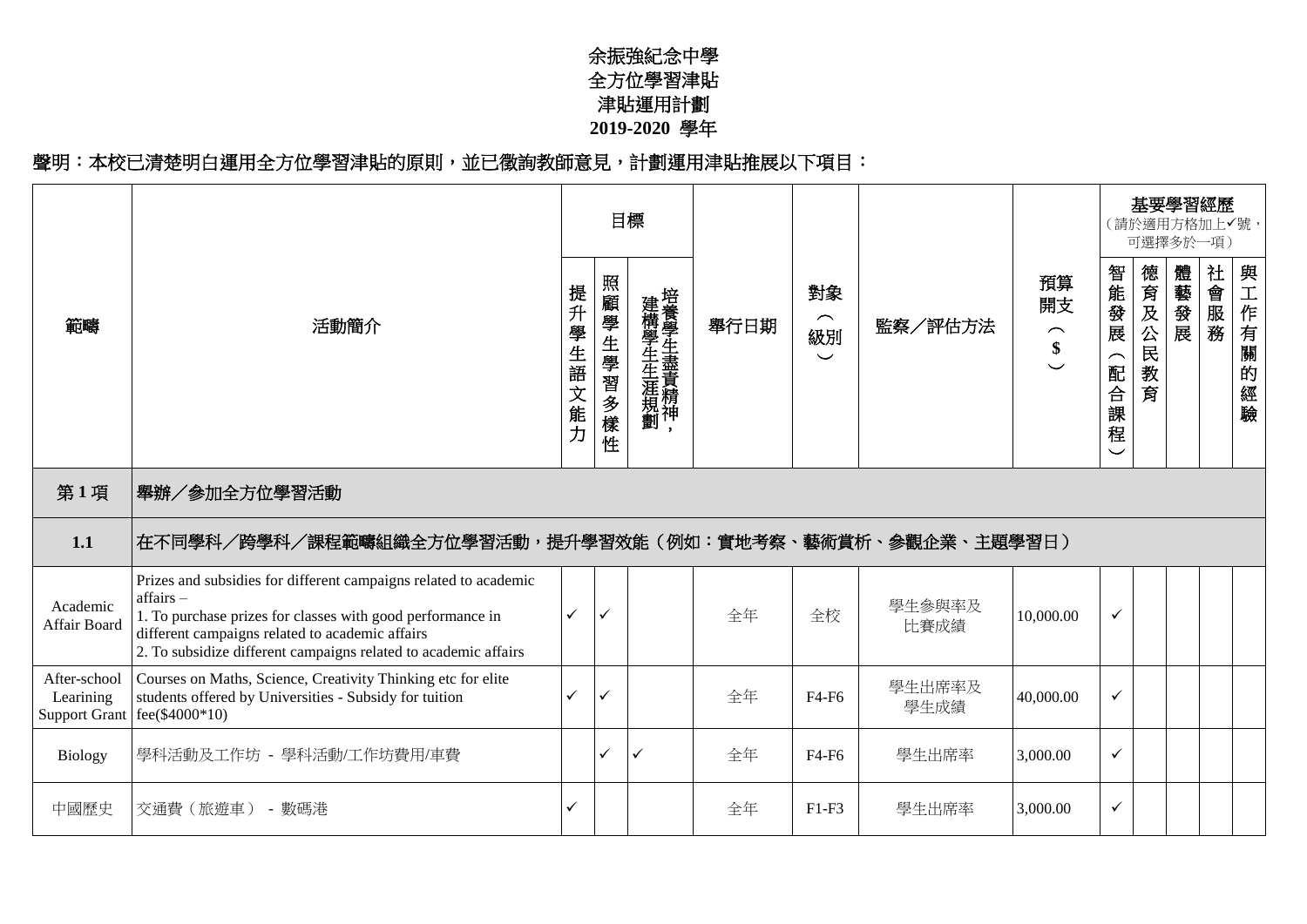# 余振強紀念中學
# 全方位學習津貼
# 津貼運用計劃
# 2019-2020 學年

聲明：本校已清楚明白運用全方位學習津貼的原則，並已徵詢教師意見，計劃運用津貼推展以下項目：

| 範疇 | 活動簡介 | 目標 | | | 舉行日期 | 對象（級別） | 監察／評估方法 | 預算開支（$） | 基要學習經歷（請於適用方格加上✓號，可選擇多於一項） | | | | |
|---|---|---|---|---|---|---|---|---|---|---|---|---|---|
| | | 提升學生語文能力 | 照顧學生學習多樣性 | 培養學生盡責精神，建構學生生涯規劃 | | | | | 智能發展（配合課程） | 德育及公民教育 | 體藝發展 | 社會服務 | 與工作有關的經驗 |
| **第 1 項** | **舉辦／參加全方位學習活動** | | | | | | | | | | | | |
| **1.1** | **在不同學科／跨學科／課程範疇組織全方位學習活動，提升學習效能（例如：實地考察、藝術賞析、參觀企業、主題學習日）** | | | | | | | | | | | | |
| Academic Affair Board | Prizes and subsidies for different campaigns related to academic affairs –<br>1. To purchase prizes for classes with good performance in different campaigns related to academic affairs<br>2. To subsidize different campaigns related to academic affairs | ✓ | ✓ | | 全年 | 全校 | 學生參與率及比賽成績 | 10,000.00 | ✓ | | | | |
| After-school Leirning Support Grant | Courses on Maths, Science, Creativity Thinking etc for elite students offered by Universities - Subsidy for tuition fee($4000*10) | ✓ | ✓ | | 全年 | F4-F6 | 學生出席率及學生成績 | 40,000.00 | ✓ | | | | |
| Biology | 學科活動及工作坊 - 學科活動/工作坊費用/車費 | | ✓ | ✓ | 全年 | F4-F6 | 學生出席率 | 3,000.00 | ✓ | | | | |
| 中國歷史 | 交通費（旅遊車） - 數碼港 | ✓ | | | 全年 | F1-F3 | 學生出席率 | 3,000.00 | ✓ | | | | |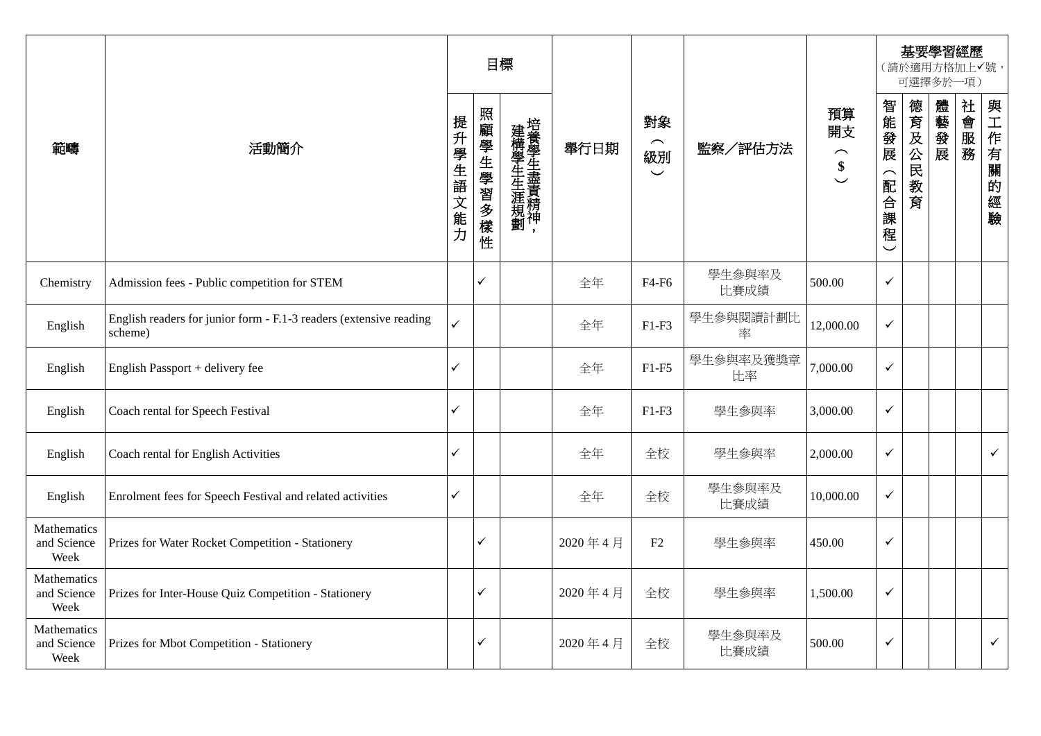| 範疇 | 活動簡介 | 目標 | | | 舉行日期 | 對象（級別） | 監察／評估方法 | 預算開支（$） | 基要學習經歷（請於適用方格加上✓號，可選擇多於一項） | | | | |
|---|---|---|---|---|---|---|---|---|---|---|---|---|---|
| | | 提升學生語文能力 | 照顧學生學習多樣性 | 培養學生盡責精神，建構學生生涯規劃 | | | | | 智能發展（配合課程） | 德育及公民教育 | 體藝發展 | 社會服務 | 與工作有關的經驗 |
| Chemistry | Admission fees - Public competition for STEM | | ✓ | | 全年 | F4-F6 | 學生參與率及比賽成績 | 500.00 | ✓ | | | | |
| English | English readers for junior form - F.1-3 readers (extensive reading scheme) | ✓ | | | 全年 | F1-F3 | 學生參與閱讀計劃比率 | 12,000.00 | ✓ | | | | |
| English | English Passport + delivery fee | ✓ | | | 全年 | F1-F5 | 學生參與率及獲獎章比率 | 7,000.00 | ✓ | | | | |
| English | Coach rental for Speech Festival | ✓ | | | 全年 | F1-F3 | 學生參與率 | 3,000.00 | ✓ | | | | |
| English | Coach rental for English Activities | ✓ | | | 全年 | 全校 | 學生參與率 | 2,000.00 | ✓ | | | | ✓ |
| English | Enrolment fees for Speech Festival and related activities | ✓ | | | 全年 | 全校 | 學生參與率及比賽成績 | 10,000.00 | ✓ | | | | |
| Mathematics and Science Week | Prizes for Water Rocket Competition - Stationery | | ✓ | | 2020 年 4 月 | F2 | 學生參與率 | 450.00 | ✓ | | | | |
| Mathematics and Science Week | Prizes for Inter-House Quiz Competition - Stationery | | ✓ | | 2020 年 4 月 | 全校 | 學生參與率 | 1,500.00 | ✓ | | | | |
| Mathematics and Science Week | Prizes for Mbot Competition - Stationery | | ✓ | | 2020 年 4 月 | 全校 | 學生參與率及比賽成績 | 500.00 | ✓ | | | | ✓ |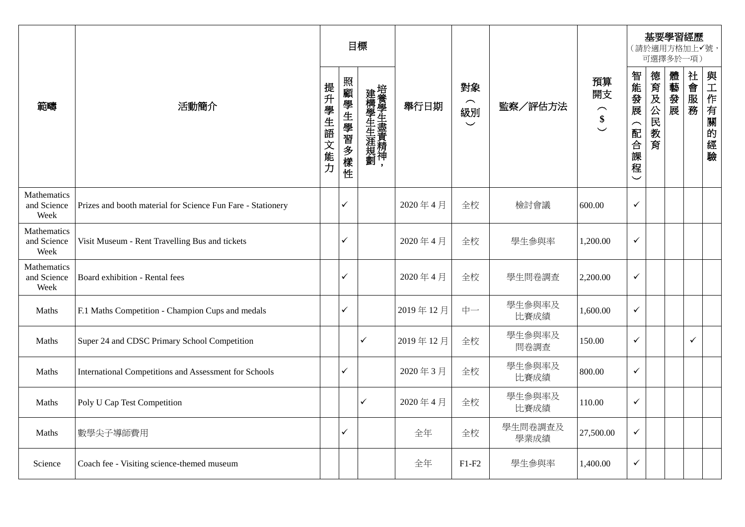| 範疇 | 活動簡介 | 目標 | | | 舉行日期 | 對象（級別） | 監察／評估方法 | 預算開支（$） | 基要學習經歷（請於適用方格加上✓號，可選擇多於一項） | | | | |
|---|---|---|---|---|---|---|---|---|---|---|---|---|---|
| | | 提升學生語文能力 | 照顧學生學習多樣性 | 培養學生盡責精神，建構學生生涯規劃 | | | | | 智能發展（配合課程） | 德育及公民教育 | 體藝發展 | 社會服務 | 與工作有關的經驗 |
| Mathematics and Science Week | Prizes and booth material for Science Fun Fare - Stationery | | ✓ | | 2020 年 4 月 | 全校 | 檢討會議 | 600.00 | ✓ | | | | |
| Mathematics and Science Week | Visit Museum - Rent Travelling Bus and tickets | | ✓ | | 2020 年 4 月 | 全校 | 學生參與率 | 1,200.00 | ✓ | | | | |
| Mathematics and Science Week | Board exhibition - Rental fees | | ✓ | | 2020 年 4 月 | 全校 | 學生問卷調查 | 2,200.00 | ✓ | | | | |
| Maths | F.1 Maths Competition - Champion Cups and medals | | ✓ | | 2019 年 12 月 | 中一 | 學生參與率及比賽成績 | 1,600.00 | ✓ | | | | |
| Maths | Super 24 and CDSC Primary School Competition | | | ✓ | 2019 年 12 月 | 全校 | 學生參與率及問卷調查 | 150.00 | ✓ | | | ✓ | |
| Maths | International Competitions and Assessment for Schools | | ✓ | | 2020 年 3 月 | 全校 | 學生參與率及比賽成績 | 800.00 | ✓ | | | | |
| Maths | Poly U Cap Test Competition | | | ✓ | 2020 年 4 月 | 全校 | 學生參與率及比賽成績 | 110.00 | ✓ | | | | |
| Maths | 數學尖子導師費用 | | ✓ | | 全年 | 全校 | 學生問卷調查及學業成績 | 27,500.00 | ✓ | | | | |
| Science | Coach fee - Visiting science-themed museum | | | | 全年 | F1-F2 | 學生參與率 | 1,400.00 | ✓ | | | | |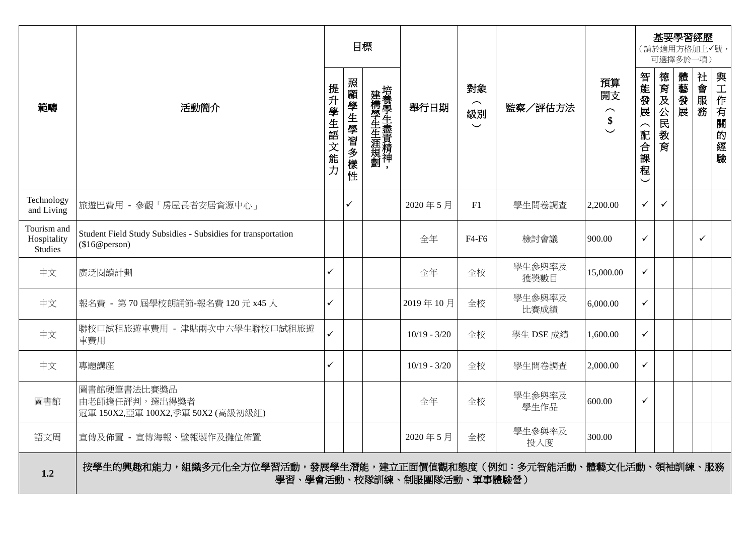| 範疇 | 活動簡介 | 目標 | | | 舉行日期 | 對象（級別） | 監察／評估方法 | 預算開支（$） | 基要學習經歷（請於適用方格加上✓號，可選擇多於一項） | | | | |
|---|---|---|---|---|---|---|---|---|---|---|---|---|---|
| | | 提升學生語文能力 | 照顧學生學習多樣性 | 培養學生盡責精神，建構學生生涯規劃 | | | | | 智能發展（配合課程） | 德育及公民教育 | 體藝發展 | 社會服務 | 與工作有關的經驗 |
| Technology and Living | 旅遊巴費用 - 參觀「房屋長者安居資源中心」 | | ✓ | | 2020 年 5 月 | F1 | 學生問卷調查 | 2,200.00 | ✓ | ✓ | | | |
| Tourism and Hospitality Studies | Student Field Study Subsidies - Subsidies for transportation ($16@person) | | | | 全年 | F4-F6 | 檢討會議 | 900.00 | ✓ | | | ✓ | |
| 中文 | 廣泛閱讀計劃 | ✓ | | | 全年 | 全校 | 學生參與率及獲獎數目 | 15,000.00 | ✓ | | | | |
| 中文 | 報名費 - 第 70 屆學校朗誦節-報名費 120 元 x45 人 | ✓ | | | 2019 年 10 月 | 全校 | 學生參與率及比賽成績 | 6,000.00 | ✓ | | | | |
| 中文 | 聯校口試租旅遊車費用 - 津貼兩次中六學生聯校口試租旅遊車費用 | ✓ | | | 10/19 - 3/20 | 全校 | 學生 DSE 成績 | 1,600.00 | ✓ | | | | |
| 中文 | 專題講座 | ✓ | | | 10/19 - 3/20 | 全校 | 學生問卷調查 | 2,000.00 | ✓ | | | | |
| 圖書館 | 圖書館硬筆書法比賽獎品<br>由老師擔任評判，選出得獎者<br>冠軍 150X2,亞軍 100X2,季軍 50X2 (高級初級組) | | | | 全年 | 全校 | 學生參與率及學生作品 | 600.00 | ✓ | | | | |
| 語文周 | 宣傳及佈置 - 宣傳海報、壁報製作及攤位佈置 | | | | 2020 年 5 月 | 全校 | 學生參與率及投入度 | 300.00 | | | | | |
| **1.2** | **按學生的興趣和能力，組織多元化全方位學習活動，發展學生潛能，建立正面價值觀和態度（例如：多元智能活動、體藝文化活動、領袖訓練、服務學習、學會活動、校隊訓練、制服團隊活動、軍事體驗營）** | | | | | | | | | | | | |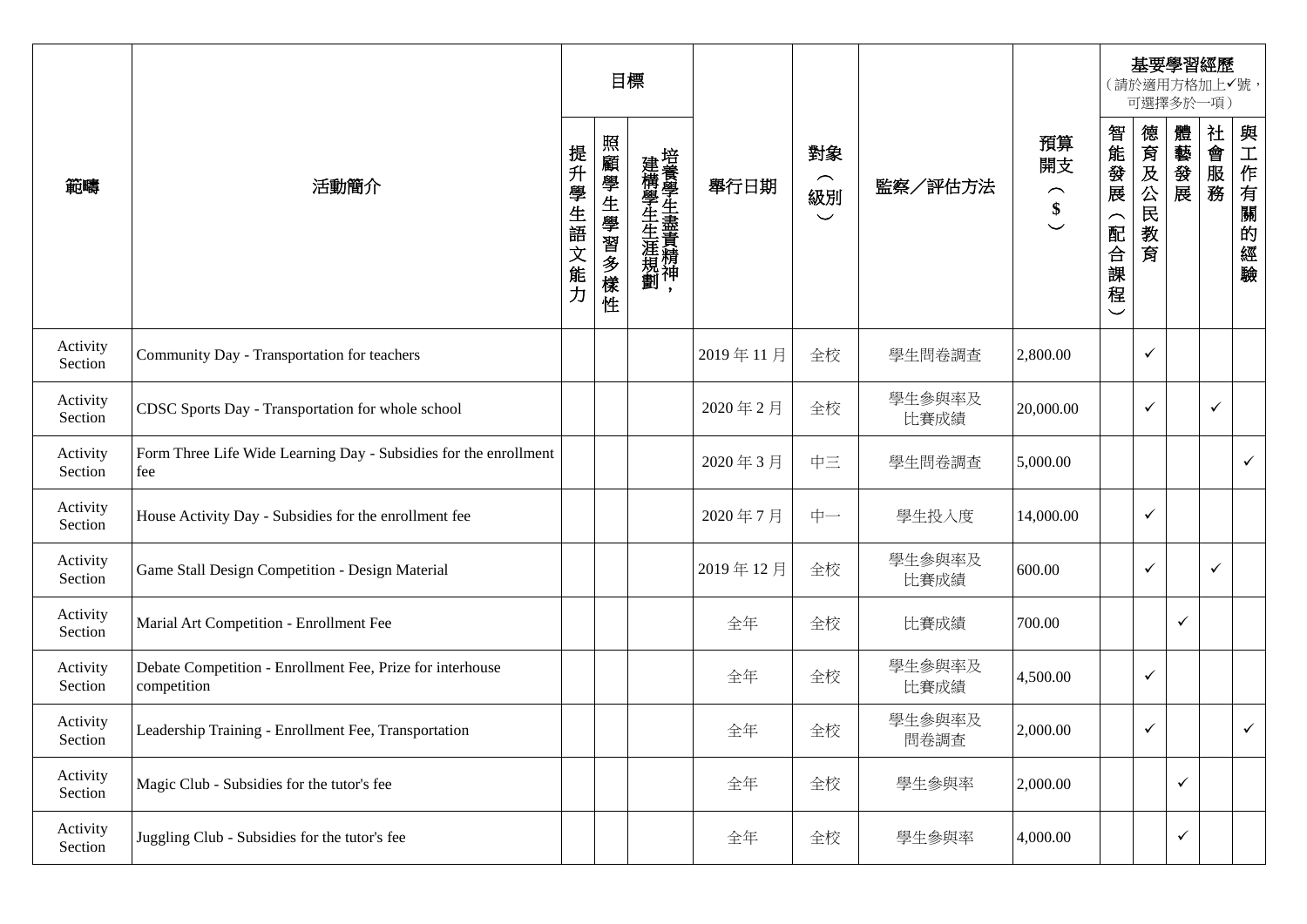| 範疇 | 活動簡介 | 目標 | | | 舉行日期 | 對象（級別） | 監察／評估方法 | 預算開支（$） | 基要學習經歷（請於適用方格加上✓號，可選擇多於一項） | | | | |
|---|---|---|---|---|---|---|---|---|---|---|---|---|---|
| | | 提升學生語文能力 | 照顧學生學習多樣性 | 培養學生盡責精神，建構學生生涯規劃 | | | | | 智能發展（配合課程） | 德育及公民教育 | 體藝發展 | 社會服務 | 與工作有關的經驗 |
| Activity Section | Community Day - Transportation for teachers | | | | 2019 年 11 月 | 全校 | 學生問卷調查 | 2,800.00 | | ✓ | | | |
| Activity Section | CDSC Sports Day - Transportation for whole school | | | | 2020 年 2 月 | 全校 | 學生參與率及比賽成績 | 20,000.00 | | ✓ | | ✓ | |
| Activity Section | Form Three Life Wide Learning Day - Subsidies for the enrollment fee | | | | 2020 年 3 月 | 中三 | 學生問卷調查 | 5,000.00 | | | | | ✓ |
| Activity Section | House Activity Day - Subsidies for the enrollment fee | | | | 2020 年 7 月 | 中一 | 學生投入度 | 14,000.00 | | ✓ | | | |
| Activity Section | Game Stall Design Competition - Design Material | | | | 2019 年 12 月 | 全校 | 學生參與率及比賽成績 | 600.00 | | ✓ | | ✓ | |
| Activity Section | Marial Art Competition - Enrollment Fee | | | | 全年 | 全校 | 比賽成績 | 700.00 | | | ✓ | | |
| Activity Section | Debate Competition - Enrollment Fee, Prize for interhouse competition | | | | 全年 | 全校 | 學生參與率及比賽成績 | 4,500.00 | | ✓ | | | |
| Activity Section | Leadership Training - Enrollment Fee, Transportation | | | | 全年 | 全校 | 學生參與率及問卷調查 | 2,000.00 | | ✓ | | | ✓ |
| Activity Section | Magic Club - Subsidies for the tutor's fee | | | | 全年 | 全校 | 學生參與率 | 2,000.00 | | | ✓ | | |
| Activity Section | Juggling Club - Subsidies for the tutor's fee | | | | 全年 | 全校 | 學生參與率 | 4,000.00 | | | ✓ | | |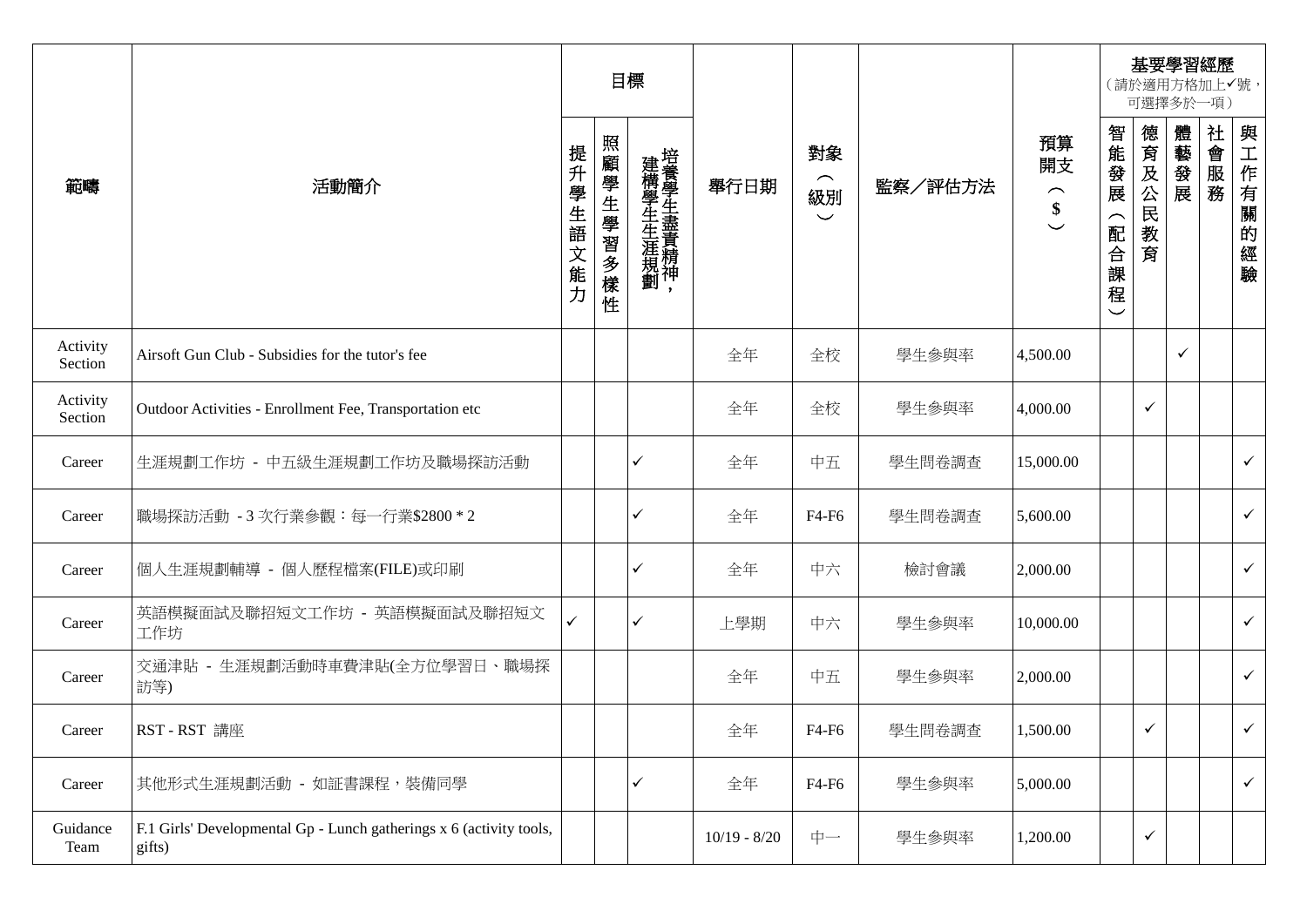| 範疇 | 活動簡介 | 目標 | | | 舉行日期 | 對象（級別） | 監察／評估方法 | 預算開支（$） | 基要學習經歷（請於適用方格加上✓號，可選擇多於一項） | | | | |
|---|---|---|---|---|---|---|---|---|---|---|---|---|---|
| | | 提升學生語文能力 | 照顧學生學習多樣性 | 培養學生盡責精神，建構學生生涯規劃 | | | | | 智能發展（配合課程） | 德育及公民教育 | 體藝發展 | 社會服務 | 與工作有關的經驗 |
| Activity Section | Airsoft Gun Club - Subsidies for the tutor's fee | | | | 全年 | 全校 | 學生參與率 | 4,500.00 | | | ✓ | | |
| Activity Section | Outdoor Activities - Enrollment Fee, Transportation etc | | | | 全年 | 全校 | 學生參與率 | 4,000.00 | | ✓ | | | |
| Career | 生涯規劃工作坊 - 中五級生涯規劃工作坊及職場探訪活動 | | | ✓ | 全年 | 中五 | 學生問卷調查 | 15,000.00 | | | | | ✓ |
| Career | 職場探訪活動 - 3 次行業參觀：每一行業$2800 * 2 | | | ✓ | 全年 | F4-F6 | 學生問卷調查 | 5,600.00 | | | | | ✓ |
| Career | 個人生涯規劃輔導 - 個人歷程檔案(FILE)或印刷 | | | ✓ | 全年 | 中六 | 檢討會議 | 2,000.00 | | | | | ✓ |
| Career | 英語模擬面試及聯招短文工作坊 - 英語模擬面試及聯招短文工作坊 | ✓ | | ✓ | 上學期 | 中六 | 學生參與率 | 10,000.00 | | | | | ✓ |
| Career | 交通津貼 - 生涯規劃活動時車費津貼(全方位學習日、職場探訪等) | | | | 全年 | 中五 | 學生參與率 | 2,000.00 | | | | | ✓ |
| Career | RST - RST 講座 | | | | 全年 | F4-F6 | 學生問卷調查 | 1,500.00 | | ✓ | | | ✓ |
| Career | 其他形式生涯規劃活動 - 如証書課程，裝備同學 | | | ✓ | 全年 | F4-F6 | 學生參與率 | 5,000.00 | | | | | ✓ |
| Guidance Team | F.1 Girls' Developmental Gp - Lunch gatherings x 6 (activity tools, gifts) | | | | 10/19 - 8/20 | 中一 | 學生參與率 | 1,200.00 | | ✓ | | | |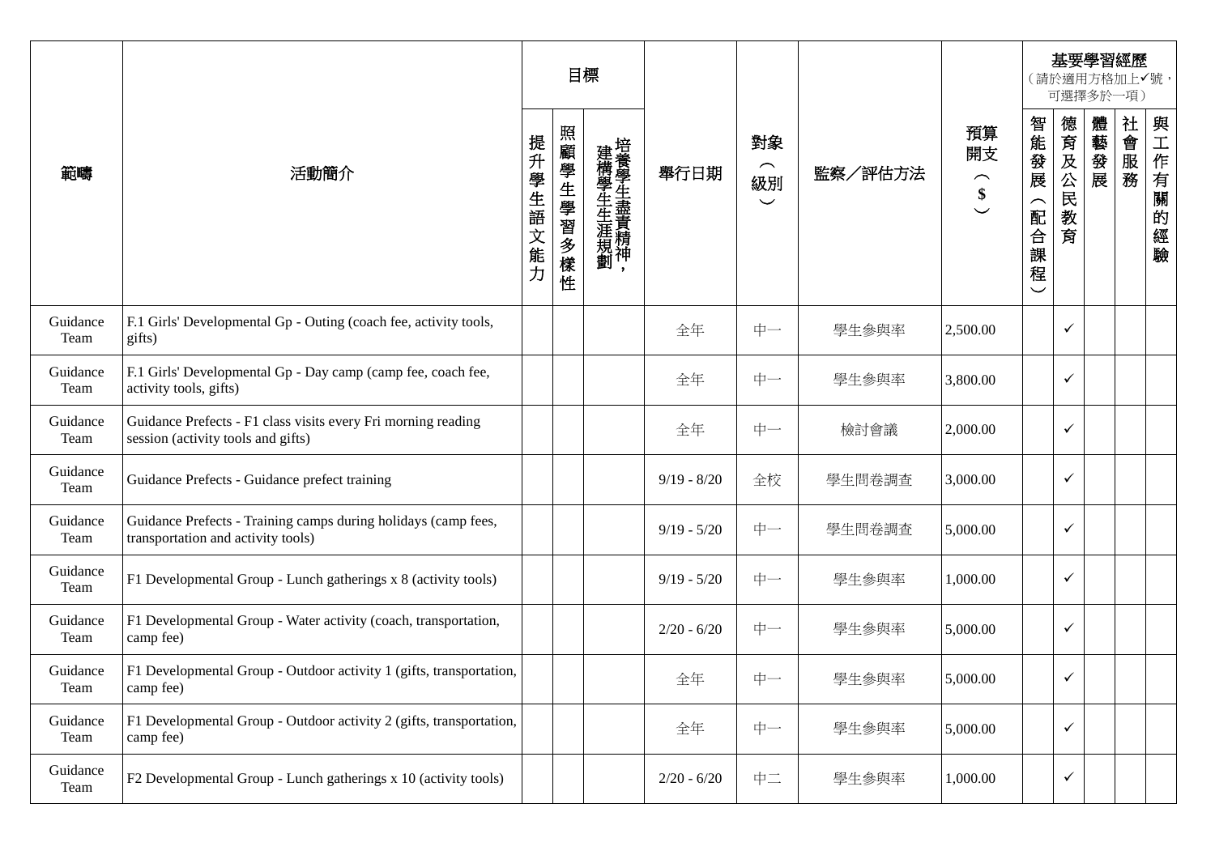| 範疇 | 活動簡介 | 目標 | | | 舉行日期 | 對象（級別） | 監察／評估方法 | 預算開支（$） | 基要學習經歷（請於適用方格加上✓號，可選擇多於一項） | | | | |
|---|---|---|---|---|---|---|---|---|---|---|---|---|---|
| | | 提升學生語文能力 | 照顧學生學習多樣性 | 培養學生盡責精神，建構學生生涯規劃 | | | | | 智能發展（配合課程） | 德育及公民教育 | 體藝發展 | 社會服務 | 與工作有關的經驗 |
| Guidance Team | F.1 Girls' Developmental Gp - Outing (coach fee, activity tools, gifts) | | | | 全年 | 中一 | 學生參與率 | 2,500.00 | | ✓ | | | |
| Guidance Team | F.1 Girls' Developmental Gp - Day camp (camp fee, coach fee, activity tools, gifts) | | | | 全年 | 中一 | 學生參與率 | 3,800.00 | | ✓ | | | |
| Guidance Team | Guidance Prefects - F1 class visits every Fri morning reading session (activity tools and gifts) | | | | 全年 | 中一 | 檢討會議 | 2,000.00 | | ✓ | | | |
| Guidance Team | Guidance Prefects - Guidance prefect training | | | | 9/19 - 8/20 | 全校 | 學生問卷調查 | 3,000.00 | | ✓ | | | |
| Guidance Team | Guidance Prefects - Training camps during holidays (camp fees, transportation and activity tools) | | | | 9/19 - 5/20 | 中一 | 學生問卷調查 | 5,000.00 | | ✓ | | | |
| Guidance Team | F1 Developmental Group - Lunch gatherings x 8 (activity tools) | | | | 9/19 - 5/20 | 中一 | 學生參與率 | 1,000.00 | | ✓ | | | |
| Guidance Team | F1 Developmental Group - Water activity (coach, transportation, camp fee) | | | | 2/20 - 6/20 | 中一 | 學生參與率 | 5,000.00 | | ✓ | | | |
| Guidance Team | F1 Developmental Group - Outdoor activity 1 (gifts, transportation, camp fee) | | | | 全年 | 中一 | 學生參與率 | 5,000.00 | | ✓ | | | |
| Guidance Team | F1 Developmental Group - Outdoor activity 2 (gifts, transportation, camp fee) | | | | 全年 | 中一 | 學生參與率 | 5,000.00 | | ✓ | | | |
| Guidance Team | F2 Developmental Group - Lunch gatherings x 10 (activity tools) | | | | 2/20 - 6/20 | 中二 | 學生參與率 | 1,000.00 | | ✓ | | | |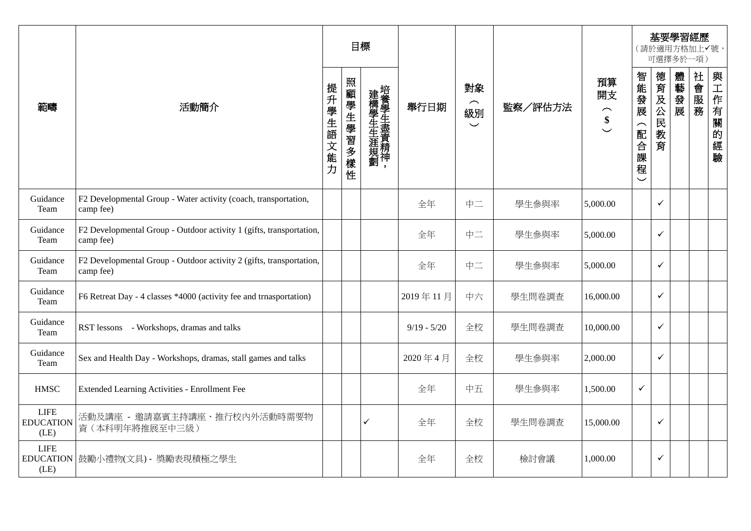| 範疇 | 活動簡介 | 目標 | | | 舉行日期 | 對象（級別） | 監察／評估方法 | 預算開支（$） | 基要學習經歷（請於適用方格加上✓號，可選擇多於一項） | | | | |
|---|---|---|---|---|---|---|---|---|---|---|---|---|---|
| | | 提升學生語文能力 | 照顧學生學習多樣性 | 培養學生盡責精神，建構學生生涯規劃 | | | | | 智能發展（配合課程） | 德育及公民教育 | 體藝發展 | 社會服務 | 與工作有關的經驗 |
| Guidance Team | F2 Developmental Group - Water activity (coach, transportation, camp fee) | | | | 全年 | 中二 | 學生參與率 | 5,000.00 | | ✓ | | | |
| Guidance Team | F2 Developmental Group - Outdoor activity 1 (gifts, transportation, camp fee) | | | | 全年 | 中二 | 學生參與率 | 5,000.00 | | ✓ | | | |
| Guidance Team | F2 Developmental Group - Outdoor activity 2 (gifts, transportation, camp fee) | | | | 全年 | 中二 | 學生參與率 | 5,000.00 | | ✓ | | | |
| Guidance Team | F6 Retreat Day - 4 classes *4000 (activity fee and trnasportation) | | | | 2019 年 11 月 | 中六 | 學生問卷調查 | 16,000.00 | | ✓ | | | |
| Guidance Team | RST lessons - Workshops, dramas and talks | | | | 9/19 - 5/20 | 全校 | 學生問卷調查 | 10,000.00 | | ✓ | | | |
| Guidance Team | Sex and Health Day - Workshops, dramas, stall games and talks | | | | 2020 年 4 月 | 全校 | 學生參與率 | 2,000.00 | | ✓ | | | |
| HMSC | Extended Learning Activities - Enrollment Fee | | | | 全年 | 中五 | 學生參與率 | 1,500.00 | ✓ | | | | |
| LIFE EDUCATION (LE) | 活動及講座 - 邀請嘉賓主持講座、推行校內外活動時需要物資（本科明年將推展至中三級） | | | ✓ | 全年 | 全校 | 學生問卷調查 | 15,000.00 | | ✓ | | | |
| LIFE EDUCATION (LE) | 鼓勵小禮物(文具) - 獎勵表現積極之學生 | | | | 全年 | 全校 | 檢討會議 | 1,000.00 | | ✓ | | | |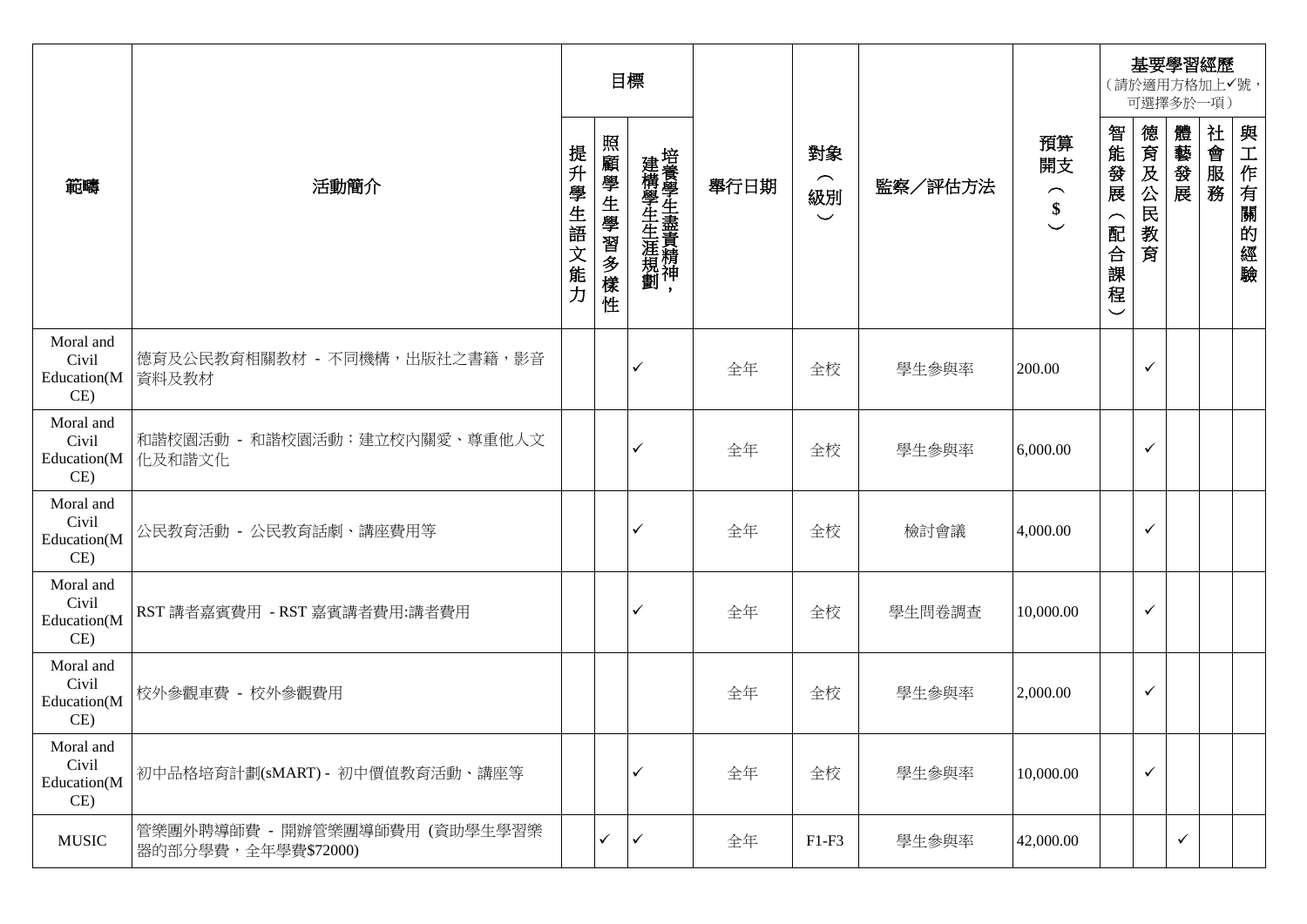| 範疇 | 活動簡介 | 目標 | | | 舉行日期 | 對象（級別） | 監察／評估方法 | 預算開支（$） | 基要學習經歷（請於適用方格加上✓號，可選擇多於一項） | | | | |
|---|---|---|---|---|---|---|---|---|---|---|---|---|---|
| | | 提升學生語文能力 | 照顧學生學習多樣性 | 培養學生盡責精神，建構學生生涯規劃 | | | | | 智能發展（配合課程） | 德育及公民教育 | 體藝發展 | 社會服務 | 與工作有關的經驗 |
| Moral and Civil Education(MCE) | 德育及公民教育相關教材 - 不同機構，出版社之書籍，影音資料及教材 | | | ✓ | 全年 | 全校 | 學生參與率 | 200.00 | | ✓ | | | |
| Moral and Civil Education(MCE) | 和諧校園活動 - 和諧校園活動：建立校內關愛、尊重他人文化及和諧文化 | | | ✓ | 全年 | 全校 | 學生參與率 | 6,000.00 | | ✓ | | | |
| Moral and Civil Education(MCE) | 公民教育活動 - 公民教育話劇、講座費用等 | | | ✓ | 全年 | 全校 | 檢討會議 | 4,000.00 | | ✓ | | | |
| Moral and Civil Education(MCE) | RST 講者嘉賓費用 - RST 嘉賓講者費用:講者費用 | | | ✓ | 全年 | 全校 | 學生問卷調查 | 10,000.00 | | ✓ | | | |
| Moral and Civil Education(MCE) | 校外參觀車費 - 校外參觀費用 | | | | 全年 | 全校 | 學生參與率 | 2,000.00 | | ✓ | | | |
| Moral and Civil Education(MCE) | 初中品格培育計劃(sMART) - 初中價值教育活動、講座等 | | | ✓ | 全年 | 全校 | 學生參與率 | 10,000.00 | | ✓ | | | |
| MUSIC | 管樂團外聘導師費 - 開辦管樂團導師費用 (資助學生學習樂器的部分學費，全年學費$72000) | | ✓ | ✓ | 全年 | F1-F3 | 學生參與率 | 42,000.00 | | | ✓ | | |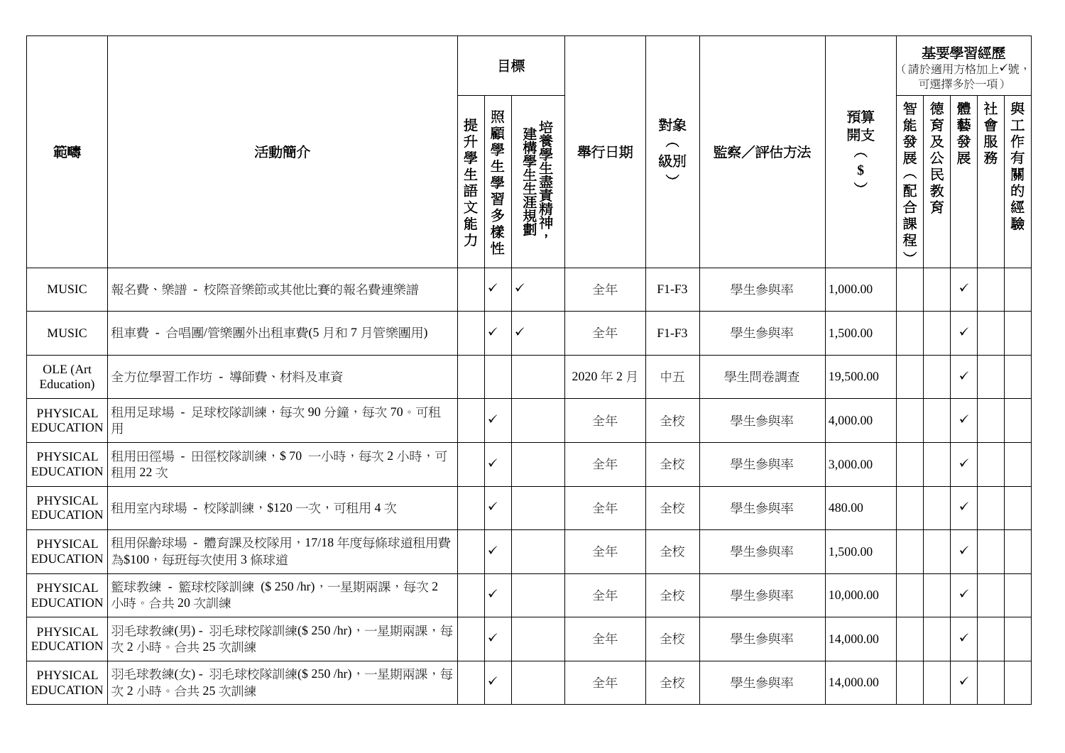| 範疇 | 活動簡介 | 目標 | | | 舉行日期 | 對象（級別） | 監察／評估方法 | 預算開支（$） | 基要學習經歷（請於適用方格加上✓號，可選擇多於一項） | | | | |
|---|---|---|---|---|---|---|---|---|---|---|---|---|---|
| | | 提升學生語文能力 | 照顧學生學習多樣性 | 培養學生盡責精神，建構學生生涯規劃 | | | | | 智能發展（配合課程） | 德育及公民教育 | 體藝發展 | 社會服務 | 與工作有關的經驗 |
| MUSIC | 報名費、樂譜 - 校際音樂節或其他比賽的報名費連樂譜 | | ✓ | ✓ | 全年 | F1-F3 | 學生參與率 | 1,000.00 | | | ✓ | | |
| MUSIC | 租車費 - 合唱團/管樂團外出租車費(5 月和 7 月管樂團用) | | ✓ | ✓ | 全年 | F1-F3 | 學生參與率 | 1,500.00 | | | ✓ | | |
| OLE (Art Education) | 全方位學習工作坊 - 導師費、材料及車資 | | | | 2020 年 2 月 | 中五 | 學生問卷調查 | 19,500.00 | | | ✓ | | |
| PHYSICAL EDUCATION | 租用足球場 - 足球校隊訓練，每次 90 分鐘，每次 70。可租用 | | ✓ | | 全年 | 全校 | 學生參與率 | 4,000.00 | | | ✓ | | |
| PHYSICAL EDUCATION | 租用田徑場 - 田徑校隊訓練，$ 70 一小時，每次 2 小時，可租用 22 次 | | ✓ | | 全年 | 全校 | 學生參與率 | 3,000.00 | | | ✓ | | |
| PHYSICAL EDUCATION | 租用室內球場 - 校隊訓練，$120 一次，可租用 4 次 | | ✓ | | 全年 | 全校 | 學生參與率 | 480.00 | | | ✓ | | |
| PHYSICAL EDUCATION | 租用保齡球場 - 體育課及校隊用，17/18 年度每條球道租用費為$100，每班每次使用 3 條球道 | | ✓ | | 全年 | 全校 | 學生參與率 | 1,500.00 | | | ✓ | | |
| PHYSICAL EDUCATION | 籃球教練 - 籃球校隊訓練 ($ 250 /hr)，一星期兩課，每次 2 小時。合共 20 次訓練 | | ✓ | | 全年 | 全校 | 學生參與率 | 10,000.00 | | | ✓ | | |
| PHYSICAL EDUCATION | 羽毛球教練(男) - 羽毛球校隊訓練($ 250 /hr)，一星期兩課，每次 2 小時。合共 25 次訓練 | | ✓ | | 全年 | 全校 | 學生參與率 | 14,000.00 | | | ✓ | | |
| PHYSICAL EDUCATION | 羽毛球教練(女) - 羽毛球校隊訓練($ 250 /hr)，一星期兩課，每次 2 小時。合共 25 次訓練 | | ✓ | | 全年 | 全校 | 學生參與率 | 14,000.00 | | | ✓ | | |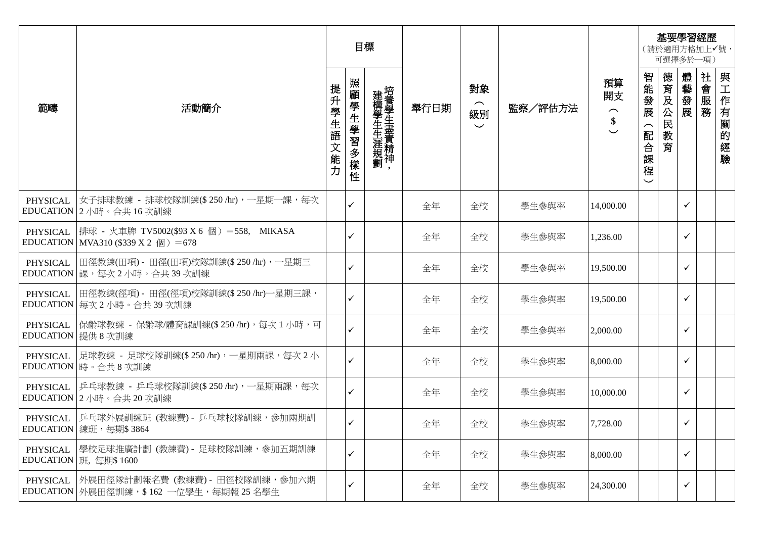| 範疇 | 活動簡介 | 目標 | | | 舉行日期 | 對象（級別） | 監察／評估方法 | 預算開支（$） | 基要學習經歷（請於適用方格加上✓號，可選擇多於一項） | | | | |
|---|---|---|---|---|---|---|---|---|---|---|---|---|---|
| | | 提升學生語文能力 | 照顧學生學習多樣性 | 培養學生盡責精神，建構學生生涯規劃 | | | | | 智能發展（配合課程） | 德育及公民教育 | 體藝發展 | 社會服務 | 與工作有關的經驗 |
| PHYSICAL EDUCATION | 女子排球教練 - 排球校隊訓練($ 250 /hr)，一星期一課，每次2小時。合共16次訓練 | | ✓ | | 全年 | 全校 | 學生參與率 | 14,000.00 | | | ✓ | | |
| PHYSICAL EDUCATION | 排球 - 火車牌 TV5002($93 X 6 個）＝558, MIKASA MVA310 ($339 X 2 個）＝678 | | ✓ | | 全年 | 全校 | 學生參與率 | 1,236.00 | | | ✓ | | |
| PHYSICAL EDUCATION | 田徑教練(田項) - 田徑(田項)校隊訓練($ 250 /hr)，一星期三課，每次2小時。合共39次訓練 | | ✓ | | 全年 | 全校 | 學生參與率 | 19,500.00 | | | ✓ | | |
| PHYSICAL EDUCATION | 田徑教練(徑項) - 田徑(徑項)校隊訓練($ 250 /hr)一星期三課，每次2小時。合共39次訓練 | | ✓ | | 全年 | 全校 | 學生參與率 | 19,500.00 | | | ✓ | | |
| PHYSICAL EDUCATION | 保齡球教練 - 保齡球/體育課訓練($ 250 /hr)，每次1小時，可提供8次訓練 | | ✓ | | 全年 | 全校 | 學生參與率 | 2,000.00 | | | ✓ | | |
| PHYSICAL EDUCATION | 足球教練 - 足球校隊訓練($ 250 /hr)，一星期兩課，每次2小時。合共8次訓練 | | ✓ | | 全年 | 全校 | 學生參與率 | 8,000.00 | | | ✓ | | |
| PHYSICAL EDUCATION | 乒乓球教練 - 乒乓球校隊訓練($ 250 /hr)，一星期兩課，每次2小時。合共20次訓練 | | ✓ | | 全年 | 全校 | 學生參與率 | 10,000.00 | | | ✓ | | |
| PHYSICAL EDUCATION | 乒乓球外展訓練班 (教練費) - 乒乓球校隊訓練，參加兩期訓練班，每期$ 3864 | | ✓ | | 全年 | 全校 | 學生參與率 | 7,728.00 | | | ✓ | | |
| PHYSICAL EDUCATION | 學校足球推廣計劃 (教練費) - 足球校隊訓練，參加五期訓練班, 每期$ 1600 | | ✓ | | 全年 | 全校 | 學生參與率 | 8,000.00 | | | ✓ | | |
| PHYSICAL EDUCATION | 外展田徑隊計劃報名費 (教練費) - 田徑校隊訓練，參加六期外展田徑訓練，$ 162 一位學生，每期報25名學生 | | ✓ | | 全年 | 全校 | 學生參與率 | 24,300.00 | | | ✓ | | |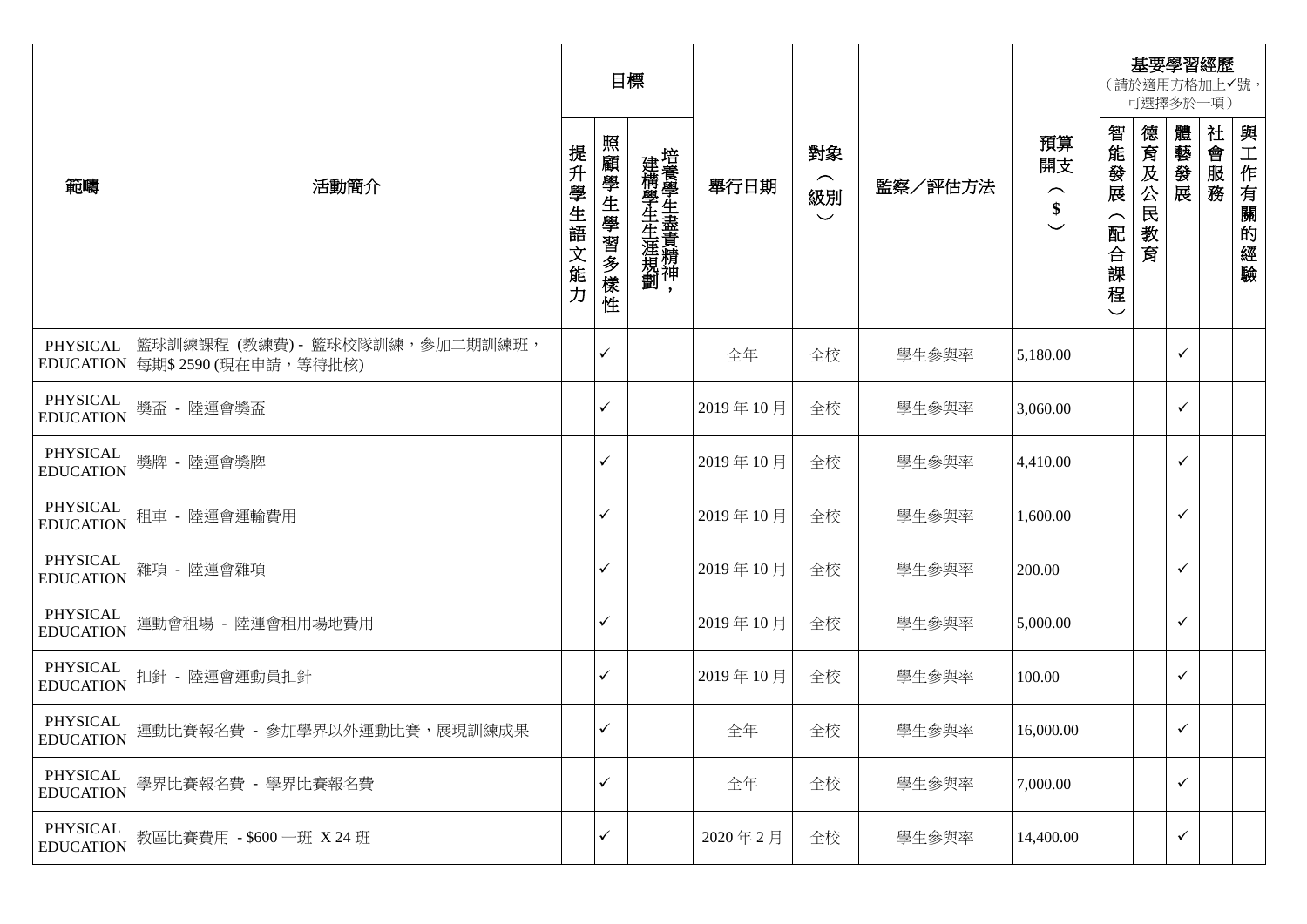| 範疇 | 活動簡介 | 目標 | | | 舉行日期 | 對象（級別） | 監察／評估方法 | 預算開支（$） | 基要學習經歷（請於適用方格加上✓號，可選擇多於一項） | | | | |
|---|---|---|---|---|---|---|---|---|---|---|---|---|---|
| | | 提升學生語文能力 | 照顧學生學習多樣性 | 培養學生盡責精神，建構學生生涯規劃 | | | | | 智能發展（配合課程） | 德育及公民教育 | 體藝發展 | 社會服務 | 與工作有關的經驗 |
| PHYSICAL EDUCATION | 籃球訓練課程 (教練費) - 籃球校隊訓練，參加二期訓練班，每期$ 2590 (現在申請，等待批核) | | ✓ | | 全年 | 全校 | 學生參與率 | 5,180.00 | | | ✓ | | |
| PHYSICAL EDUCATION | 獎盃 - 陸運會獎盃 | | ✓ | | 2019 年 10 月 | 全校 | 學生參與率 | 3,060.00 | | | ✓ | | |
| PHYSICAL EDUCATION | 獎牌 - 陸運會獎牌 | | ✓ | | 2019 年 10 月 | 全校 | 學生參與率 | 4,410.00 | | | ✓ | | |
| PHYSICAL EDUCATION | 租車 - 陸運會運輸費用 | | ✓ | | 2019 年 10 月 | 全校 | 學生參與率 | 1,600.00 | | | ✓ | | |
| PHYSICAL EDUCATION | 雜項 - 陸運會雜項 | | ✓ | | 2019 年 10 月 | 全校 | 學生參與率 | 200.00 | | | ✓ | | |
| PHYSICAL EDUCATION | 運動會租場 - 陸運會租用場地費用 | | ✓ | | 2019 年 10 月 | 全校 | 學生參與率 | 5,000.00 | | | ✓ | | |
| PHYSICAL EDUCATION | 扣針 - 陸運會運動員扣針 | | ✓ | | 2019 年 10 月 | 全校 | 學生參與率 | 100.00 | | | ✓ | | |
| PHYSICAL EDUCATION | 運動比賽報名費 - 參加學界以外運動比賽，展現訓練成果 | | ✓ | | 全年 | 全校 | 學生參與率 | 16,000.00 | | | ✓ | | |
| PHYSICAL EDUCATION | 學界比賽報名費 - 學界比賽報名費 | | ✓ | | 全年 | 全校 | 學生參與率 | 7,000.00 | | | ✓ | | |
| PHYSICAL EDUCATION | 教區比賽費用 - $600 一班 X 24 班 | | ✓ | | 2020 年 2 月 | 全校 | 學生參與率 | 14,400.00 | | | ✓ | | |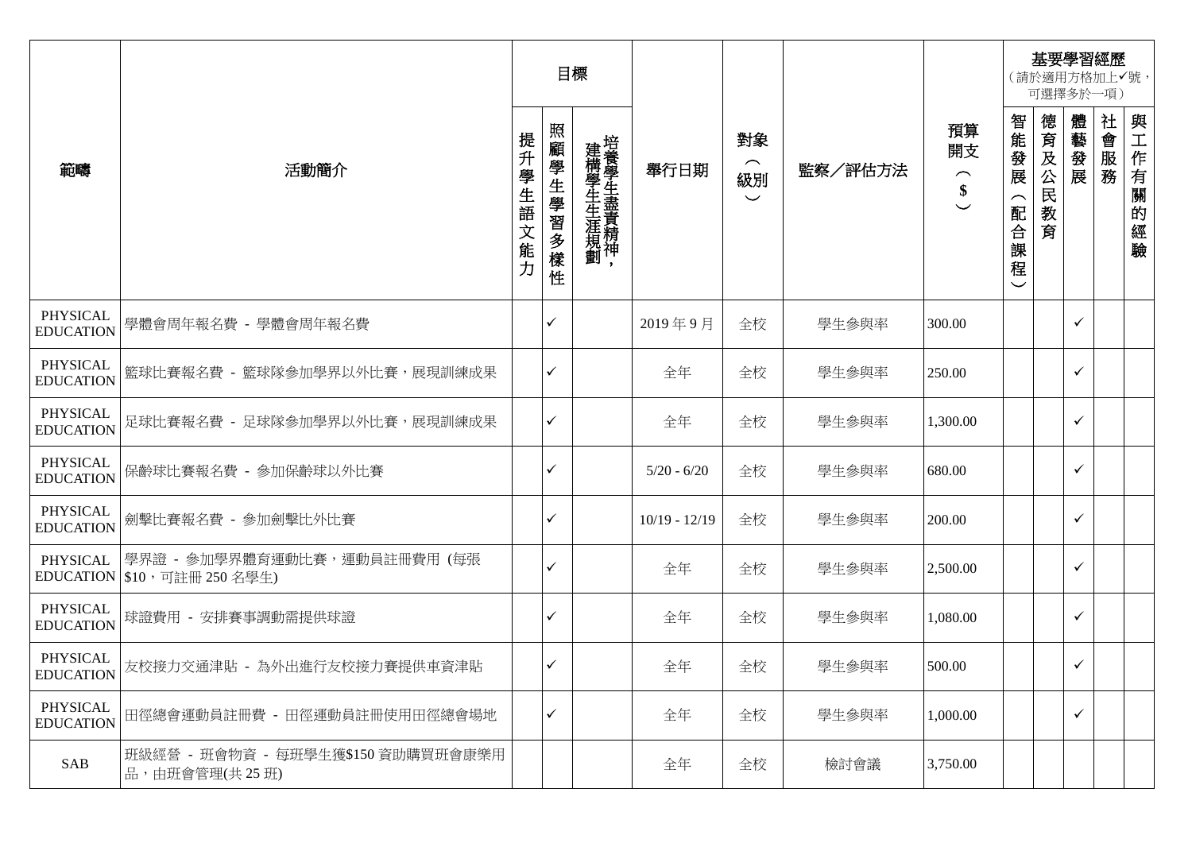| 範疇 | 活動簡介 | 目標 | | | 舉行日期 | 對象（級別） | 監察／評估方法 | 預算開支（$） | 基要學習經歷（請於適用方格加上✓號，可選擇多於一項） | | | | |
|---|---|---|---|---|---|---|---|---|---|---|---|---|---|
| | | 提升學生語文能力 | 照顧學生學習多樣性 | 培養學生盡責精神，建構學生生涯規劃 | | | | | 智能發展（配合課程） | 德育及公民教育 | 體藝發展 | 社會服務 | 與工作有關的經驗 |
| PHYSICAL EDUCATION | 學體會周年報名費 - 學體會周年報名費 | | ✓ | | 2019 年 9 月 | 全校 | 學生參與率 | 300.00 | | | ✓ | | |
| PHYSICAL EDUCATION | 籃球比賽報名費 - 籃球隊參加學界以外比賽，展現訓練成果 | | ✓ | | 全年 | 全校 | 學生參與率 | 250.00 | | | ✓ | | |
| PHYSICAL EDUCATION | 足球比賽報名費 - 足球隊參加學界以外比賽，展現訓練成果 | | ✓ | | 全年 | 全校 | 學生參與率 | 1,300.00 | | | ✓ | | |
| PHYSICAL EDUCATION | 保齡球比賽報名費 - 參加保齡球以外比賽 | | ✓ | | 5/20 - 6/20 | 全校 | 學生參與率 | 680.00 | | | ✓ | | |
| PHYSICAL EDUCATION | 劍擊比賽報名費 - 參加劍擊比外比賽 | | ✓ | | 10/19 - 12/19 | 全校 | 學生參與率 | 200.00 | | | ✓ | | |
| PHYSICAL EDUCATION | 學界證 - 參加學界體育運動比賽，運動員註冊費用 (每張 $10，可註冊 250 名學生) | | ✓ | | 全年 | 全校 | 學生參與率 | 2,500.00 | | | ✓ | | |
| PHYSICAL EDUCATION | 球證費用 - 安排賽事調動需提供球證 | | ✓ | | 全年 | 全校 | 學生參與率 | 1,080.00 | | | ✓ | | |
| PHYSICAL EDUCATION | 友校接力交通津貼 - 為外出進行友校接力賽提供車資津貼 | | ✓ | | 全年 | 全校 | 學生參與率 | 500.00 | | | ✓ | | |
| PHYSICAL EDUCATION | 田徑總會運動員註冊費 - 田徑運動員註冊使用田徑總會場地 | | ✓ | | 全年 | 全校 | 學生參與率 | 1,000.00 | | | ✓ | | |
| SAB | 班級經營 - 班會物資 - 每班學生獲$150 資助購買班會康樂用品，由班會管理(共 25 班) | | | | 全年 | 全校 | 檢討會議 | 3,750.00 | | | | | |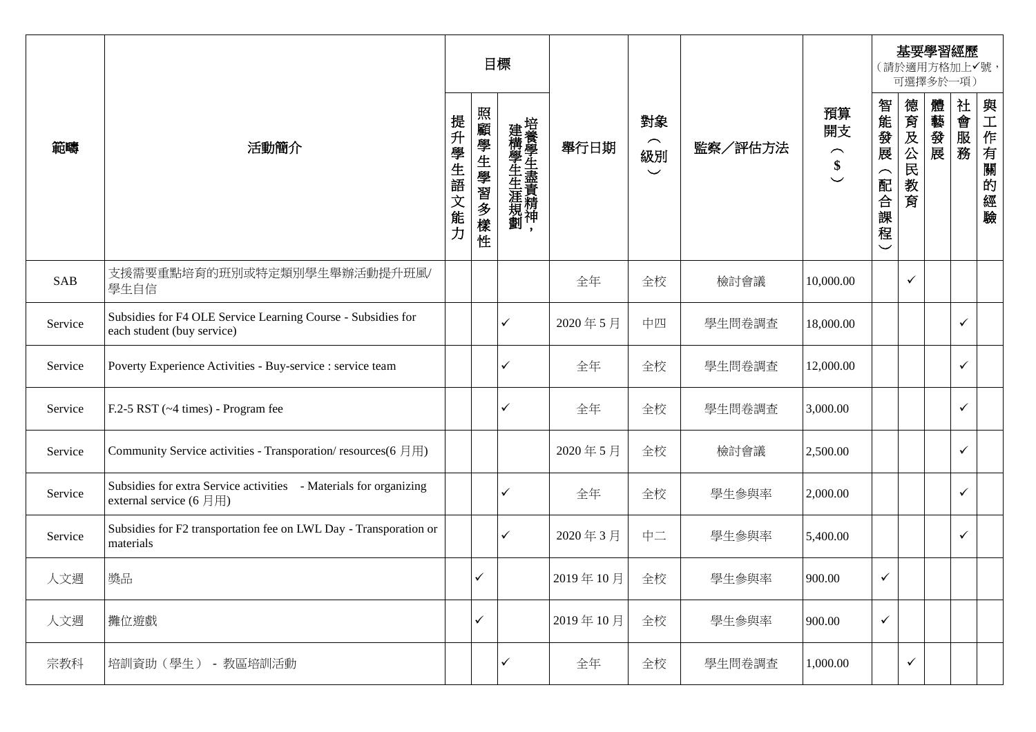| 範疇 | 活動簡介 | 目標 | | | 舉行日期 | 對象（級別） | 監察／評估方法 | 預算開支（$） | 基要學習經歷（請於適用方格加上✓號，可選擇多於一項） | | | | |
|---|---|---|---|---|---|---|---|---|---|---|---|---|---|
| | | 提升學生語文能力 | 照顧學生學習多樣性 | 培養學生盡責精神，建構學生生涯規劃 | | | | | 智能發展（配合課程） | 德育及公民教育 | 體藝發展 | 社會服務 | 與工作有關的經驗 |
| SAB | 支援需要重點培育的班別或特定類別學生舉辦活動提升班風/學生自信 | | | | 全年 | 全校 | 檢討會議 | 10,000.00 | | ✓ | | | |
| Service | Subsidies for F4 OLE Service Learning Course - Subsidies for each student (buy service) | | | ✓ | 2020 年 5 月 | 中四 | 學生問卷調查 | 18,000.00 | | | | ✓ | |
| Service | Poverty Experience Activities - Buy-service : service team | | | ✓ | 全年 | 全校 | 學生問卷調查 | 12,000.00 | | | | ✓ | |
| Service | F.2-5 RST (~4 times) - Program fee | | | ✓ | 全年 | 全校 | 學生問卷調查 | 3,000.00 | | | | ✓ | |
| Service | Community Service activities - Transporation/ resources(6 月用) | | | | 2020 年 5 月 | 全校 | 檢討會議 | 2,500.00 | | | | ✓ | |
| Service | Subsidies for extra Service activities - Materials for organizing external service (6 月用) | | | ✓ | 全年 | 全校 | 學生參與率 | 2,000.00 | | | | ✓ | |
| Service | Subsidies for F2 transportation fee on LWL Day - Transporation or materials | | | ✓ | 2020 年 3 月 | 中二 | 學生參與率 | 5,400.00 | | | | ✓ | |
| 人文週 | 獎品 | | ✓ | | 2019 年 10 月 | 全校 | 學生參與率 | 900.00 | ✓ | | | | |
| 人文週 | 攤位遊戲 | | ✓ | | 2019 年 10 月 | 全校 | 學生參與率 | 900.00 | ✓ | | | | |
| 宗教科 | 培訓資助（學生） - 教區培訓活動 | | | ✓ | 全年 | 全校 | 學生問卷調查 | 1,000.00 | | ✓ | | | |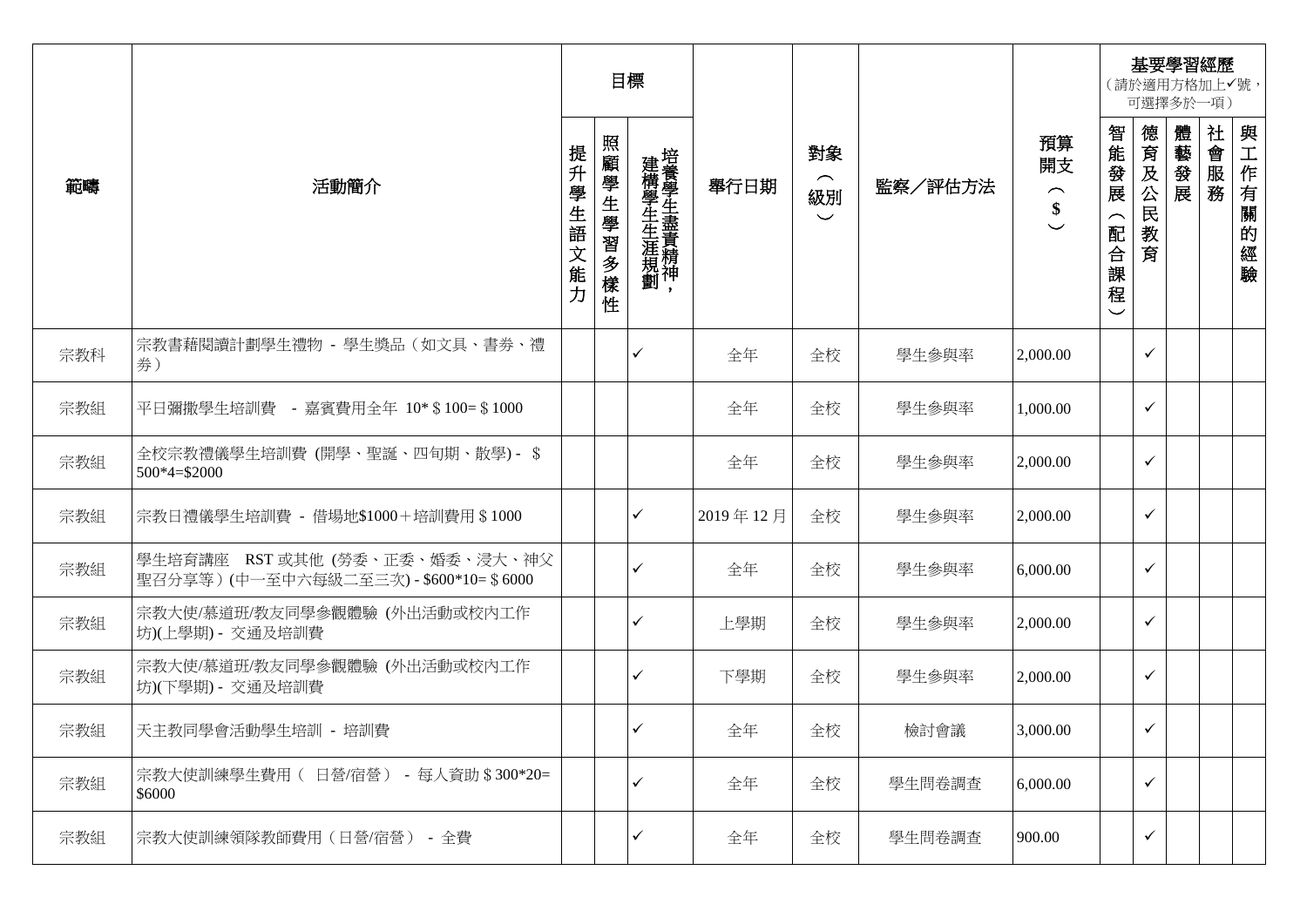| 範疇 | 活動簡介 | 目標 | | | 舉行日期 | 對象（級別） | 監察／評估方法 | 預算開支（$） | 基要學習經歷（請於適用方格加上✓號，可選擇多於一項） | | | | |
|---|---|---|---|---|---|---|---|---|---|---|---|---|---|
| | | 提升學生語文能力 | 照顧學生學習多樣性 | 培養學生盡責精神，建構學生生涯規劃 | | | | | 智能發展（配合課程） | 德育及公民教育 | 體藝發展 | 社會服務 | 與工作有關的經驗 |
| 宗教科 | 宗教書藉閱讀計劃學生禮物 - 學生獎品（如文具、書券、禮券） | | | ✓ | 全年 | 全校 | 學生參與率 | 2,000.00 | | ✓ | | | |
| 宗教組 | 平日彌撒學生培訓費 - 嘉賓費用全年 10*＄100=＄1000 | | | | 全年 | 全校 | 學生參與率 | 1,000.00 | | ✓ | | | |
| 宗教組 | 全校宗教禮儀學生培訓費 (開學、聖誕、四旬期、散學) - $500*4=$2000 | | | | 全年 | 全校 | 學生參與率 | 2,000.00 | | ✓ | | | |
| 宗教組 | 宗教日禮儀學生培訓費 - 借場地$1000＋培訓費用＄1000 | | | ✓ | 2019 年 12 月 | 全校 | 學生參與率 | 2,000.00 | | ✓ | | | |
| 宗教組 | 學生培育講座 RST 或其他 (勞委、正委、婚委、浸大、神父聖召分享等）(中一至中六每級二至三次) - $600*10=＄6000 | | | ✓ | 全年 | 全校 | 學生參與率 | 6,000.00 | | ✓ | | | |
| 宗教組 | 宗教大使/慕道班/教友同學參觀體驗 (外出活動或校內工作坊)(上學期) - 交通及培訓費 | | | ✓ | 上學期 | 全校 | 學生參與率 | 2,000.00 | | ✓ | | | |
| 宗教組 | 宗教大使/慕道班/教友同學參觀體驗 (外出活動或校內工作坊)(下學期) - 交通及培訓費 | | | ✓ | 下學期 | 全校 | 學生參與率 | 2,000.00 | | ✓ | | | |
| 宗教組 | 天主教同學會活動學生培訓 - 培訓費 | | | ✓ | 全年 | 全校 | 檢討會議 | 3,000.00 | | ✓ | | | |
| 宗教組 | 宗教大使訓練學生費用（ 日營/宿營） - 每人資助＄300*20=$6000 | | | ✓ | 全年 | 全校 | 學生問卷調查 | 6,000.00 | | ✓ | | | |
| 宗教組 | 宗教大使訓練領隊教師費用（日營/宿營） - 全費 | | | ✓ | 全年 | 全校 | 學生問卷調查 | 900.00 | | ✓ | | | |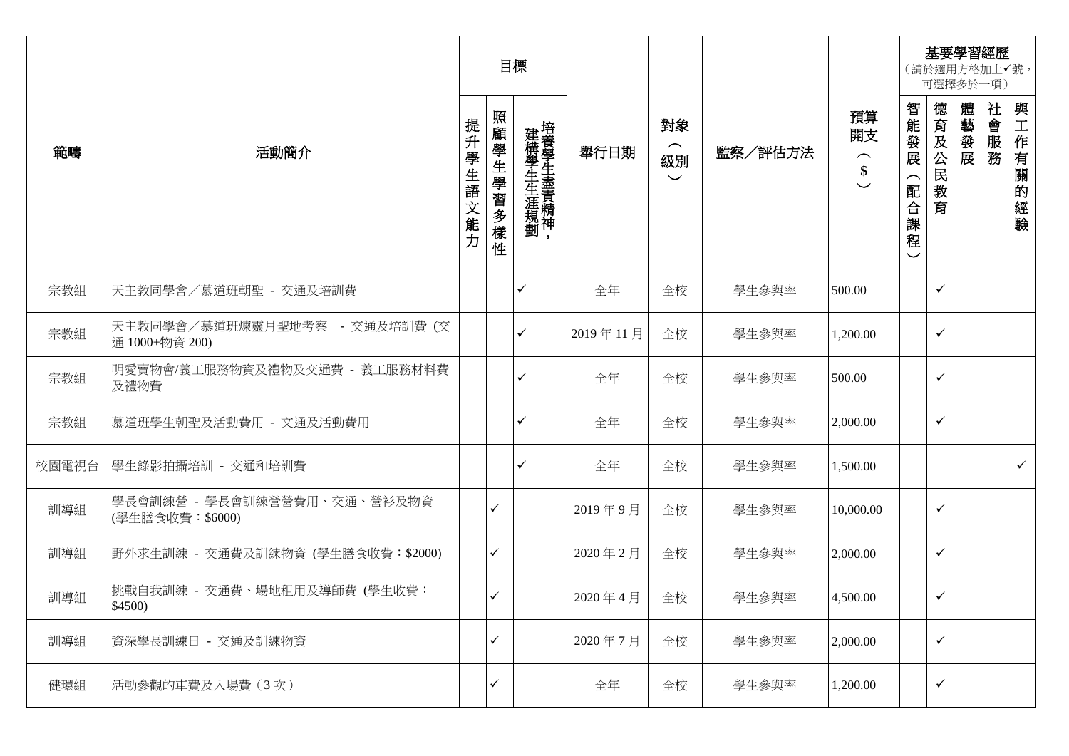| 範疇 | 活動簡介 | 目標 | | | 舉行日期 | 對象（級別） | 監察／評估方法 | 預算開支（$） | 基要學習經歷（請於適用方格加上✓號，可選擇多於一項） | | | | |
|---|---|---|---|---|---|---|---|---|---|---|---|---|---|
| | | 提升學生語文能力 | 照顧學生學習多樣性 | 培養學生盡責精神，建構學生生涯規劃 | | | | | 智能發展（配合課程） | 德育及公民教育 | 體藝發展 | 社會服務 | 與工作有關的經驗 |
| 宗教組 | 天主教同學會／慕道班朝聖 - 交通及培訓費 | | | ✓ | 全年 | 全校 | 學生參與率 | 500.00 | | ✓ | | | |
| 宗教組 | 天主教同學會／慕道班煉靈月聖地考察 - 交通及培訓費 (交通 1000+物資 200) | | | ✓ | 2019 年 11 月 | 全校 | 學生參與率 | 1,200.00 | | ✓ | | | |
| 宗教組 | 明愛賣物會/義工服務物資及禮物及交通費 - 義工服務材料費及禮物費 | | | ✓ | 全年 | 全校 | 學生參與率 | 500.00 | | ✓ | | | |
| 宗教組 | 慕道班學生朝聖及活動費用 - 文通及活動費用 | | | ✓ | 全年 | 全校 | 學生參與率 | 2,000.00 | | ✓ | | | |
| 校園電視台 | 學生錄影拍攝培訓 - 交通和培訓費 | | | ✓ | 全年 | 全校 | 學生參與率 | 1,500.00 | | | | | ✓ |
| 訓導組 | 學長會訓練營 - 學長會訓練營營費用、交通、營衫及物資 (學生膳食收費：$6000) | | ✓ | | 2019 年 9 月 | 全校 | 學生參與率 | 10,000.00 | | ✓ | | | |
| 訓導組 | 野外求生訓練 - 交通費及訓練物資 (學生膳食收費：$2000) | | ✓ | | 2020 年 2 月 | 全校 | 學生參與率 | 2,000.00 | | ✓ | | | |
| 訓導組 | 挑戰自我訓練 - 交通費、場地租用及導師費 (學生收費：$4500) | | ✓ | | 2020 年 4 月 | 全校 | 學生參與率 | 4,500.00 | | ✓ | | | |
| 訓導組 | 資深學長訓練日 - 交通及訓練物資 | | ✓ | | 2020 年 7 月 | 全校 | 學生參與率 | 2,000.00 | | ✓ | | | |
| 健環組 | 活動參觀的車費及入場費（3 次） | | ✓ | | 全年 | 全校 | 學生參與率 | 1,200.00 | | ✓ | | | |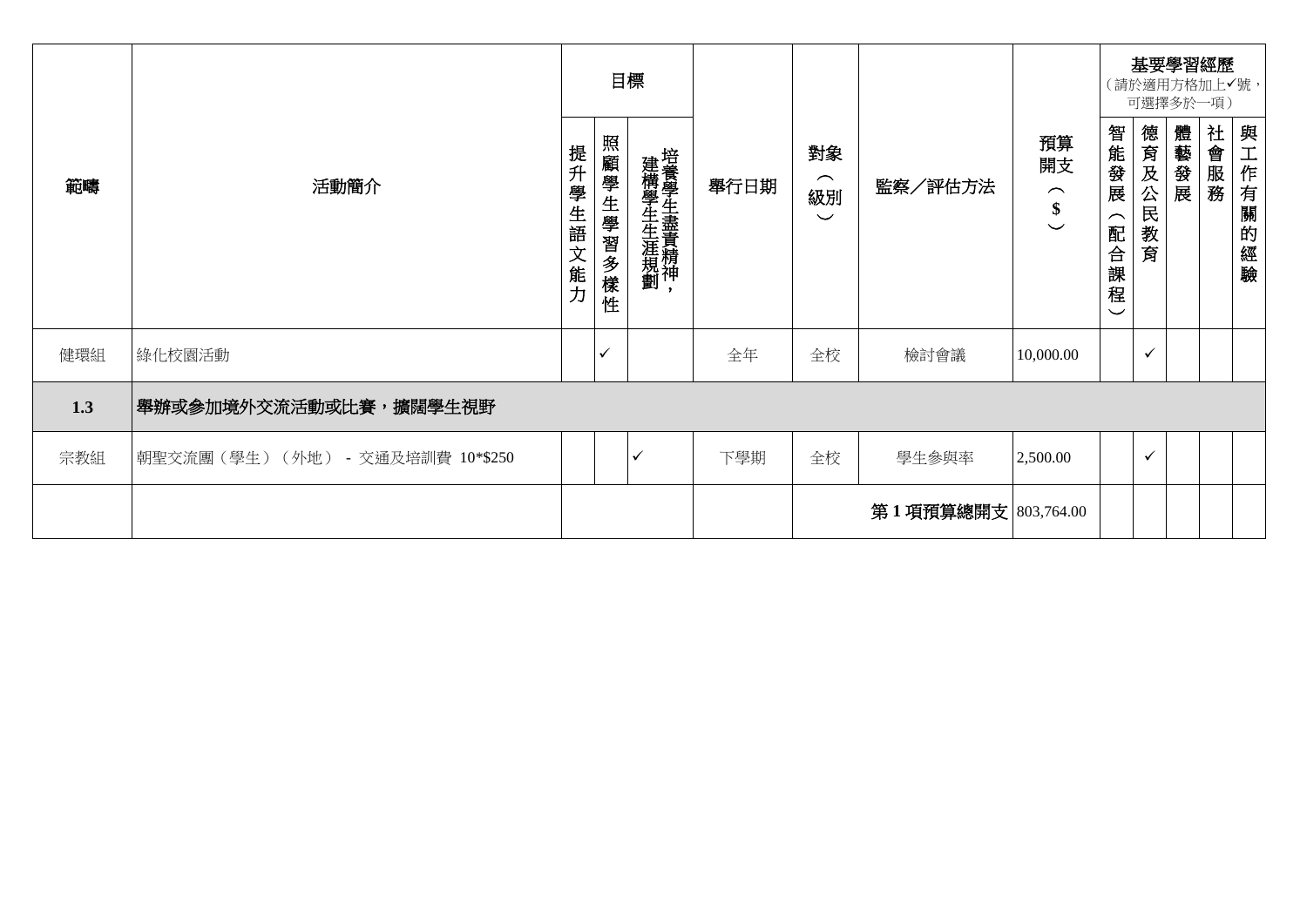| 範疇 | 活動簡介 | 目標 | | | 舉行日期 | 對象（級別） | 監察／評估方法 | 預算開支（$） | 基要學習經歷（請於適用方格加上✓號，可選擇多於一項） | | | | |
|---|---|---|---|---|---|---|---|---|---|---|---|---|---|
| | | 提升學生語文能力 | 照顧學生學習多樣性 | 培養學生盡責精神，建構學生生涯規劃 | | | | | 智能發展（配合課程） | 德育及公民教育 | 體藝發展 | 社會服務 | 與工作有關的經驗 |
| 健環組 | 綠化校園活動 | | ✓ | | 全年 | 全校 | 檢討會議 | 10,000.00 | | ✓ | | | |
| **1.3** | **舉辦或參加境外交流活動或比賽，擴闊學生視野** | | | | | | | | | | | | |
| 宗教組 | 朝聖交流團（學生）（外地） - 交通及培訓費 10*$250 | | | ✓ | 下學期 | 全校 | 學生參與率 | 2,500.00 | | ✓ | | | |
| | | | | | | | **第 1 項預算總開支** | 803,764.00 | | | | | |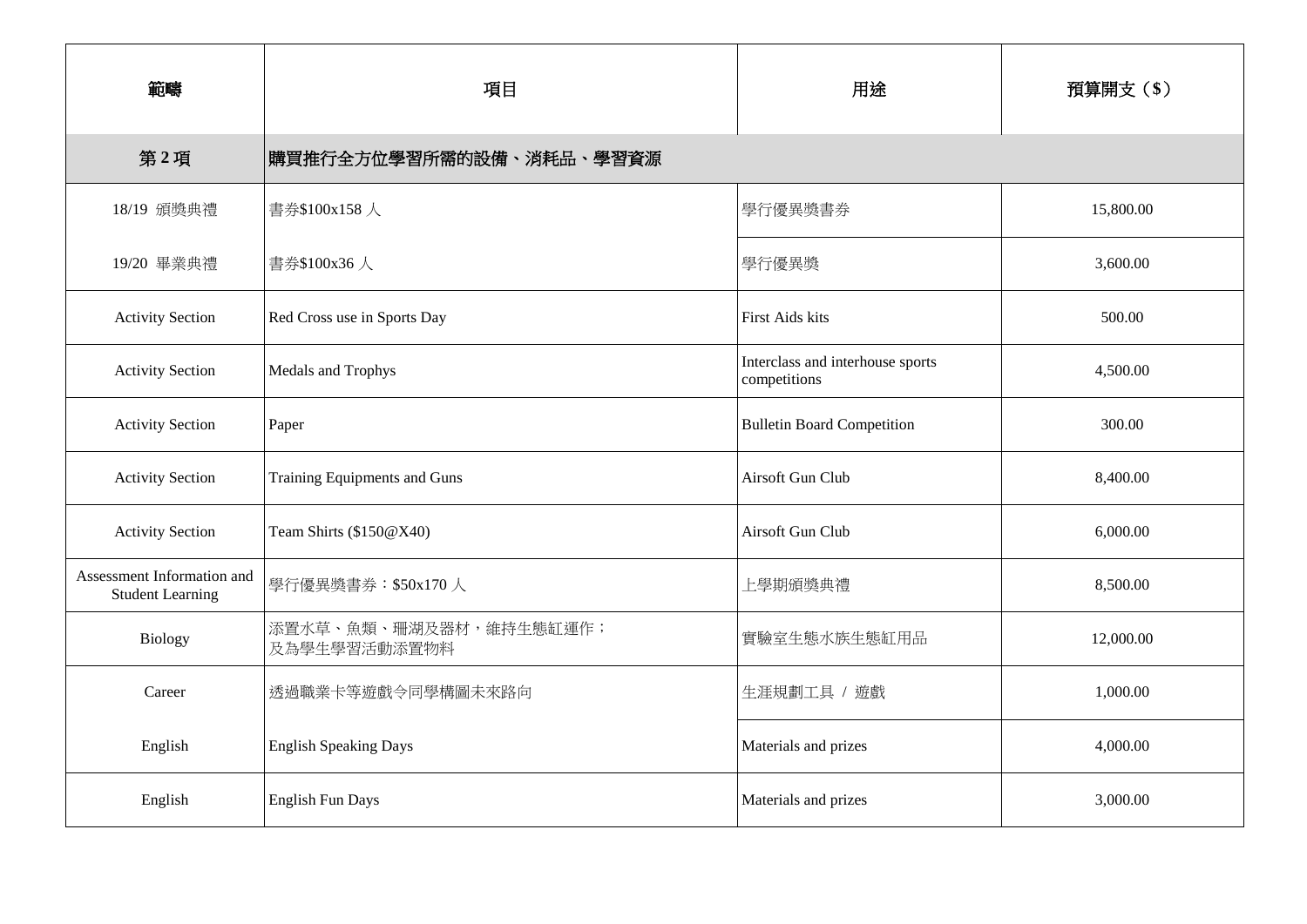| 範疇 | 項目 | 用途 | 預算開支（$） |
|---|---|---|---|
| **第 2 項** | **購買推行全方位學習所需的設備、消耗品、學習資源** | | |
| 18/19 頒獎典禮 | 書券$100x158 人 | 學行優異獎書券 | 15,800.00 |
| 19/20 畢業典禮 | 書券$100x36 人 | 學行優異獎 | 3,600.00 |
| Activity Section | Red Cross use in Sports Day | First Aids kits | 500.00 |
| Activity Section | Medals and Trophys | Interclass and interhouse sports competitions | 4,500.00 |
| Activity Section | Paper | Bulletin Board Competition | 300.00 |
| Activity Section | Training Equipments and Guns | Airsoft Gun Club | 8,400.00 |
| Activity Section | Team Shirts ($150@X40) | Airsoft Gun Club | 6,000.00 |
| Assessment Information and Student Learning | 學行優異獎書券：$50x170 人 | 上學期頒獎典禮 | 8,500.00 |
| Biology | 添置水草、魚類、珊湖及器材，維持生態缸運作；及為學生學習活動添置物料 | 實驗室生態水族生態缸用品 | 12,000.00 |
| Career | 透過職業卡等遊戲令同學構圖未來路向 | 生涯規劃工具 / 遊戲 | 1,000.00 |
| English | English Speaking Days | Materials and prizes | 4,000.00 |
| English | English Fun Days | Materials and prizes | 3,000.00 |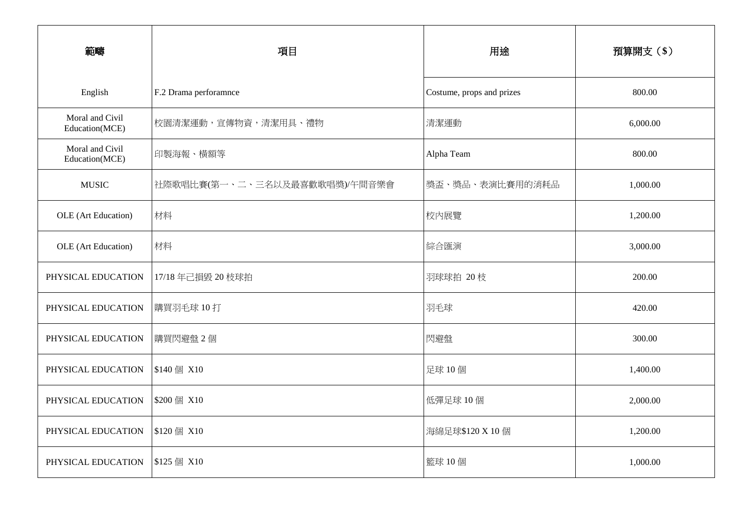| 範疇 | 項目 | 用途 | 預算開支（$） |
|---|---|---|---|
| English | F.2 Drama perforamnce | Costume, props and prizes | 800.00 |
| Moral and Civil Education(MCE) | 校園清潔運動，宣傳物資，清潔用具、禮物 | 清潔運動 | 6,000.00 |
| Moral and Civil Education(MCE) | 印製海報、橫額等 | Alpha Team | 800.00 |
| MUSIC | 社際歌唱比賽(第一、二、三名以及最喜歡歌唱獎)/午間音樂會 | 獎盃、獎品、表演比賽用的消耗品 | 1,000.00 |
| OLE (Art Education) | 材料 | 校內展覽 | 1,200.00 |
| OLE (Art Education) | 材料 | 綜合匯演 | 3,000.00 |
| PHYSICAL EDUCATION | 17/18 年已損毀 20 枝球拍 | 羽球球拍 20 枝 | 200.00 |
| PHYSICAL EDUCATION | 購買羽毛球 10 打 | 羽毛球 | 420.00 |
| PHYSICAL EDUCATION | 購買閃避盤 2 個 | 閃避盤 | 300.00 |
| PHYSICAL EDUCATION | $140 個 X10 | 足球 10 個 | 1,400.00 |
| PHYSICAL EDUCATION | $200 個 X10 | 低彈足球 10 個 | 2,000.00 |
| PHYSICAL EDUCATION | $120 個 X10 | 海綿足球$120 X 10 個 | 1,200.00 |
| PHYSICAL EDUCATION | $125 個 X10 | 籃球 10 個 | 1,000.00 |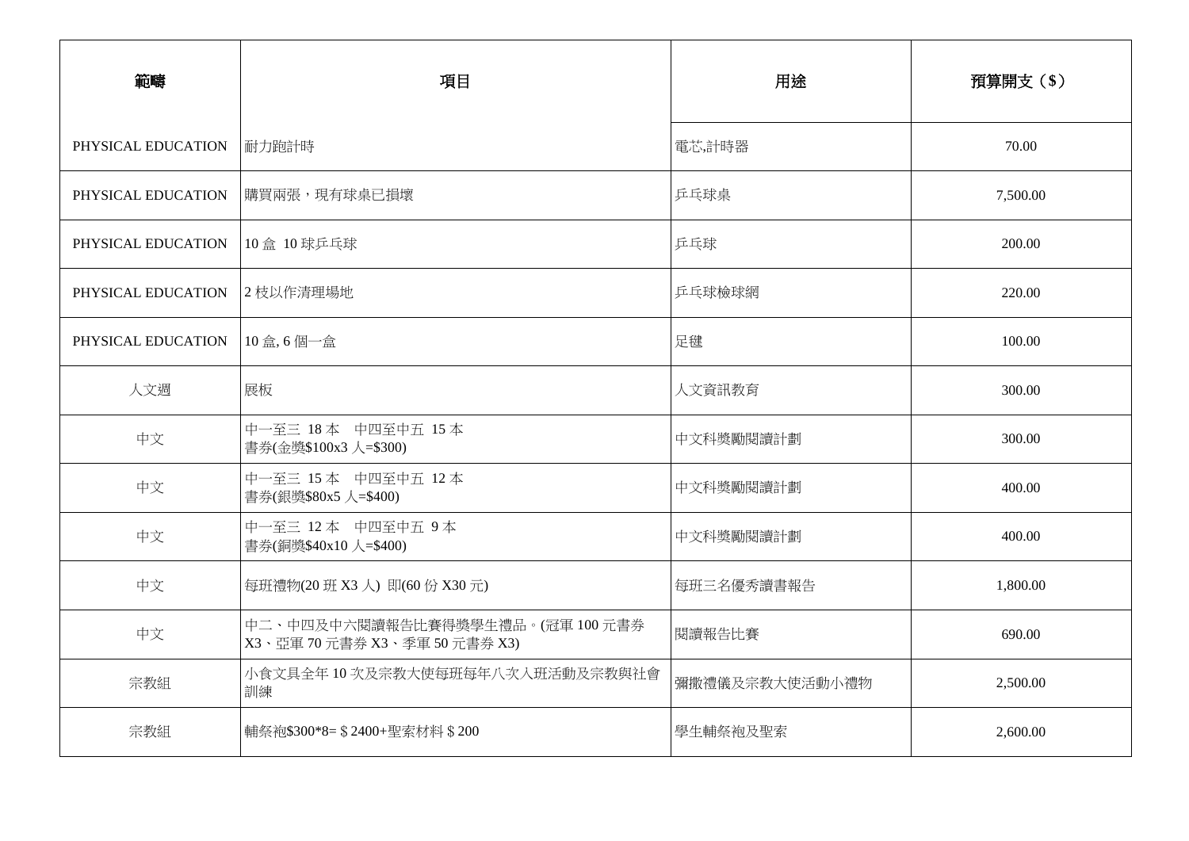| 範疇 | 項目 | 用途 | 預算開支（$） |
|---|---|---|---|
| PHYSICAL EDUCATION | 耐力跑計時 | 電芯,計時器 | 70.00 |
| PHYSICAL EDUCATION | 購買兩張，現有球桌已損壞 | 乒乓球桌 | 7,500.00 |
| PHYSICAL EDUCATION | 10 盒 10 球乒乓球 | 乒乓球 | 200.00 |
| PHYSICAL EDUCATION | 2 枝以作清理場地 | 乒乓球檢球網 | 220.00 |
| PHYSICAL EDUCATION | 10 盒, 6 個一盒 | 足毽 | 100.00 |
| 人文週 | 展板 | 人文資訊教育 | 300.00 |
| 中文 | 中一至三 18 本　中四至中五 15 本<br>書券(金獎$100x3 人=$300) | 中文科獎勵閱讀計劃 | 300.00 |
| 中文 | 中一至三 15 本　中四至中五 12 本<br>書券(銀獎$80x5 人=$400) | 中文科獎勵閱讀計劃 | 400.00 |
| 中文 | 中一至三 12 本　中四至中五 9 本<br>書券(銅獎$40x10 人=$400) | 中文科獎勵閱讀計劃 | 400.00 |
| 中文 | 每班禮物(20 班 X3 人) 即(60 份 X30 元) | 每班三名優秀讀書報告 | 1,800.00 |
| 中文 | 中二、中四及中六閱讀報告比賽得獎學生禮品。(冠軍 100 元書券 X3、亞軍 70 元書券 X3、季軍 50 元書券 X3) | 閱讀報告比賽 | 690.00 |
| 宗教組 | 小食文具全年 10 次及宗教大使每班每年八次入班活動及宗教與社會訓練 | 彌撒禮儀及宗教大使活動小禮物 | 2,500.00 |
| 宗教組 | 輔祭袍$300*8= $ 2400+聖索材料 $ 200 | 學生輔祭袍及聖索 | 2,600.00 |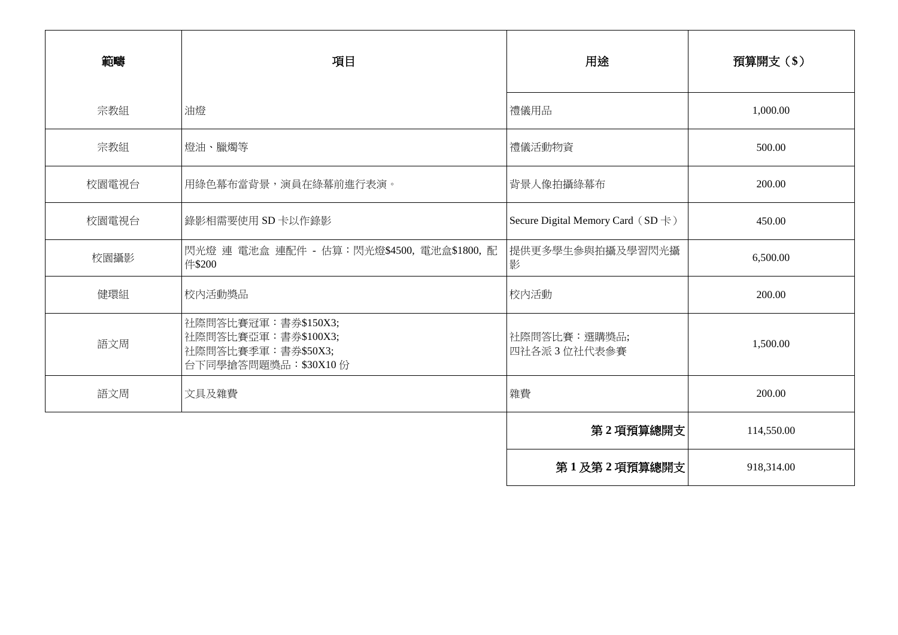| 範疇 | 項目 | 用途 | 預算開支（$） |
|---|---|---|---|
| 宗教組 | 油燈 | 禮儀用品 | 1,000.00 |
| 宗教組 | 燈油、臘燭等 | 禮儀活動物資 | 500.00 |
| 校園電視台 | 用綠色幕布當背景，演員在綠幕前進行表演。 | 背景人像拍攝綠幕布 | 200.00 |
| 校園電視台 | 錄影相需要使用 SD 卡以作錄影 | Secure Digital Memory Card（SD 卡） | 450.00 |
| 校園攝影 | 閃光燈 連 電池盒 連配件 - 估算：閃光燈$4500, 電池盒$1800, 配件$200 | 提供更多學生參與拍攝及學習閃光攝影 | 6,500.00 |
| 健環組 | 校內活動獎品 | 校內活動 | 200.00 |
| 語文周 | 社際問答比賽冠軍：書劵$150X3;<br>社際問答比賽亞軍：書劵$100X3;<br>社際問答比賽季軍：書劵$50X3;<br>台下同學搶答問題獎品：$30X10 份 | 社際問答比賽：選購獎品;<br>四社各派 3 位社代表參賽 | 1,500.00 |
| 語文周 | 文具及雜費 | 雜費 | 200.00 |
| | | **第 2 項預算總開支** | 114,550.00 |
| | | **第 1 及第 2 項預算總開支** | 918,314.00 |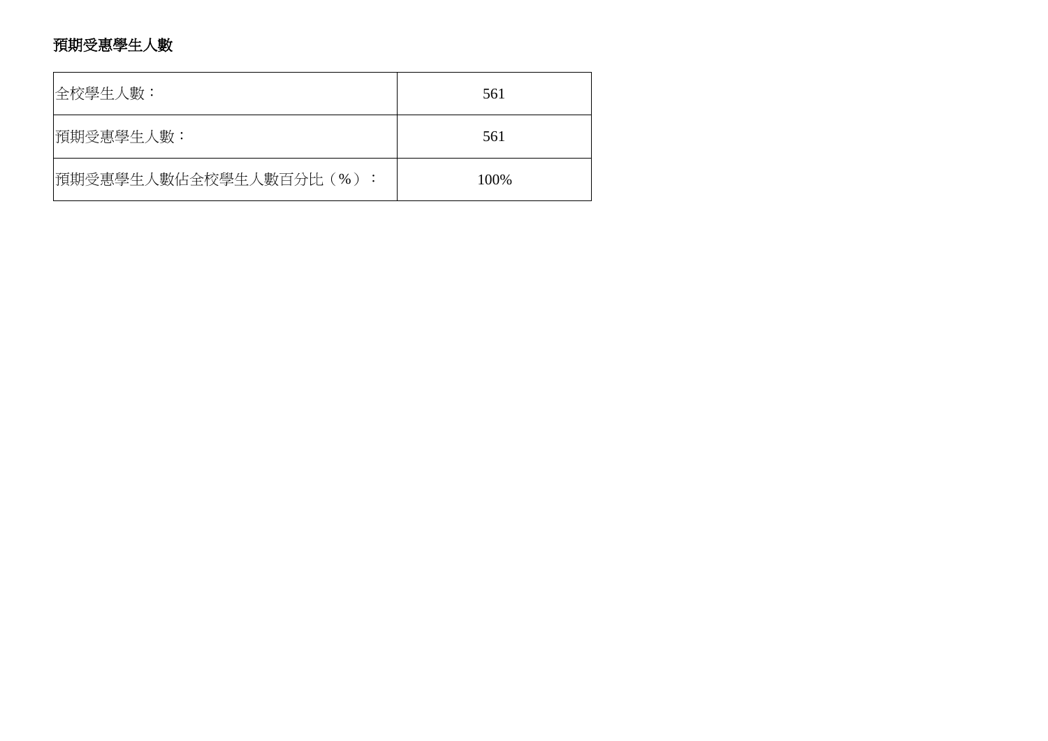**預期受惠學生人數**

| | |
|---|---|
| 全校學生人數： | 561 |
| 預期受惠學生人數： | 561 |
| 預期受惠學生人數佔全校學生人數百分比（%）： | 100% |